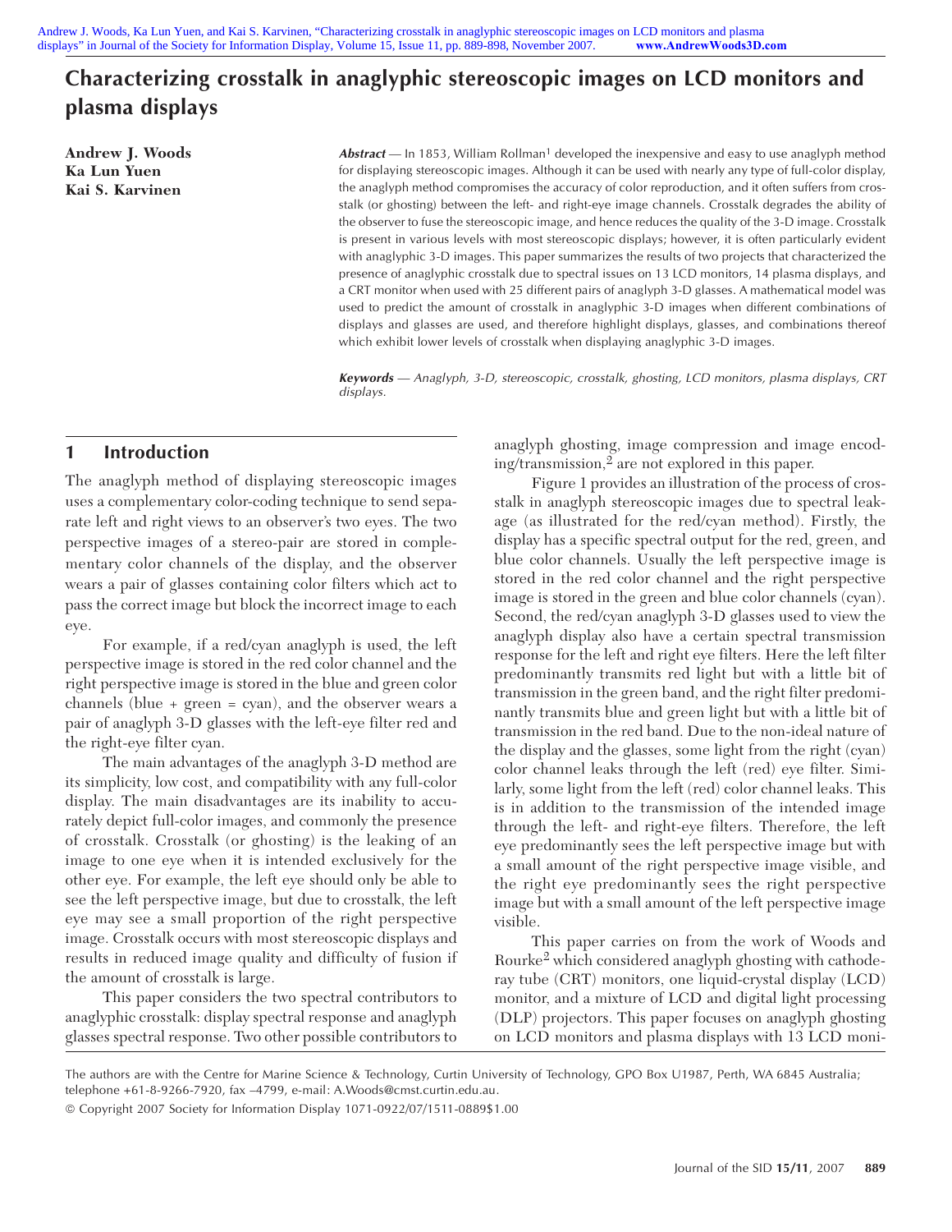Andrew J. Woods, Ka Lun Yuen, and Kai S. Karvinen, "Characterizing crosstalk in anaglyphic stereoscopic images on LCD monitors and plasma displays" in Journal of the Society for Information Display, Volume 15, Issue 11, pp. 889-898, November 2007. www.AndrewWoods3D.com

# Characterizing crosstalk in anaglyphic stereoscopic images on LCD monitors and plasma displays

**Andrew J. Woods**
**Ka Lun Yuen**
**Kai S. Karvinen**

***Abstract*** — In 1853, William Rollman[1] developed the inexpensive and easy to use anaglyph method for displaying stereoscopic images. Although it can be used with nearly any type of full-color display, the anaglyph method compromises the accuracy of color reproduction, and it often suffers from crosstalk (or ghosting) between the left- and right-eye image channels. Crosstalk degrades the ability of the observer to fuse the stereoscopic image, and hence reduces the quality of the 3-D image. Crosstalk is present in various levels with most stereoscopic displays; however, it is often particularly evident with anaglyphic 3-D images. This paper summarizes the results of two projects that characterized the presence of anaglyphic crosstalk due to spectral issues on 13 LCD monitors, 14 plasma displays, and a CRT monitor when used with 25 different pairs of anaglyph 3-D glasses. A mathematical model was used to predict the amount of crosstalk in anaglyphic 3-D images when different combinations of displays and glasses are used, and therefore highlight displays, glasses, and combinations thereof which exhibit lower levels of crosstalk when displaying anaglyphic 3-D images.

***Keywords*** — *Anaglyph, 3-D, stereoscopic, crosstalk, ghosting, LCD monitors, plasma displays, CRT displays.*

## 1 Introduction

The anaglyph method of displaying stereoscopic images uses a complementary color-coding technique to send separate left and right views to an observer's two eyes. The two perspective images of a stereo-pair are stored in complementary color channels of the display, and the observer wears a pair of glasses containing color filters which act to pass the correct image but block the incorrect image to each eye.

For example, if a red/cyan anaglyph is used, the left perspective image is stored in the red color channel and the right perspective image is stored in the blue and green color channels (blue + green = cyan), and the observer wears a pair of anaglyph 3-D glasses with the left-eye filter red and the right-eye filter cyan.

The main advantages of the anaglyph 3-D method are its simplicity, low cost, and compatibility with any full-color display. The main disadvantages are its inability to accurately depict full-color images, and commonly the presence of crosstalk. Crosstalk (or ghosting) is the leaking of an image to one eye when it is intended exclusively for the other eye. For example, the left eye should only be able to see the left perspective image, but due to crosstalk, the left eye may see a small proportion of the right perspective image. Crosstalk occurs with most stereoscopic displays and results in reduced image quality and difficulty of fusion if the amount of crosstalk is large.

This paper considers the two spectral contributors to anaglyphic crosstalk: display spectral response and anaglyph glasses spectral response. Two other possible contributors to anaglyph ghosting, image compression and image encoding/transmission,[2] are not explored in this paper.

Figure 1 provides an illustration of the process of crosstalk in anaglyph stereoscopic images due to spectral leakage (as illustrated for the red/cyan method). Firstly, the display has a specific spectral output for the red, green, and blue color channels. Usually the left perspective image is stored in the red color channel and the right perspective image is stored in the green and blue color channels (cyan). Second, the red/cyan anaglyph 3-D glasses used to view the anaglyph display also have a certain spectral transmission response for the left and right eye filters. Here the left filter predominantly transmits red light but with a little bit of transmission in the green band, and the right filter predominantly transmits blue and green light but with a little bit of transmission in the red band. Due to the non-ideal nature of the display and the glasses, some light from the right (cyan) color channel leaks through the left (red) eye filter. Similarly, some light from the left (red) color channel leaks. This is in addition to the transmission of the intended image through the left- and right-eye filters. Therefore, the left eye predominantly sees the left perspective image but with a small amount of the right perspective image visible, and the right eye predominantly sees the right perspective image but with a small amount of the left perspective image visible.

This paper carries on from the work of Woods and Rourke[2] which considered anaglyph ghosting with cathode-ray tube (CRT) monitors, one liquid-crystal display (LCD) monitor, and a mixture of LCD and digital light processing (DLP) projectors. This paper focuses on anaglyph ghosting on LCD monitors and plasma displays with 13 LCD moni-

The authors are with the Centre for Marine Science & Technology, Curtin University of Technology, GPO Box U1987, Perth, WA 6845 Australia; telephone +61-8-9266-7920, fax –4799, e-mail: A.Woods@cmst.curtin.edu.au.

© Copyright 2007 Society for Information Display 1071-0922/07/1511-0889$1.00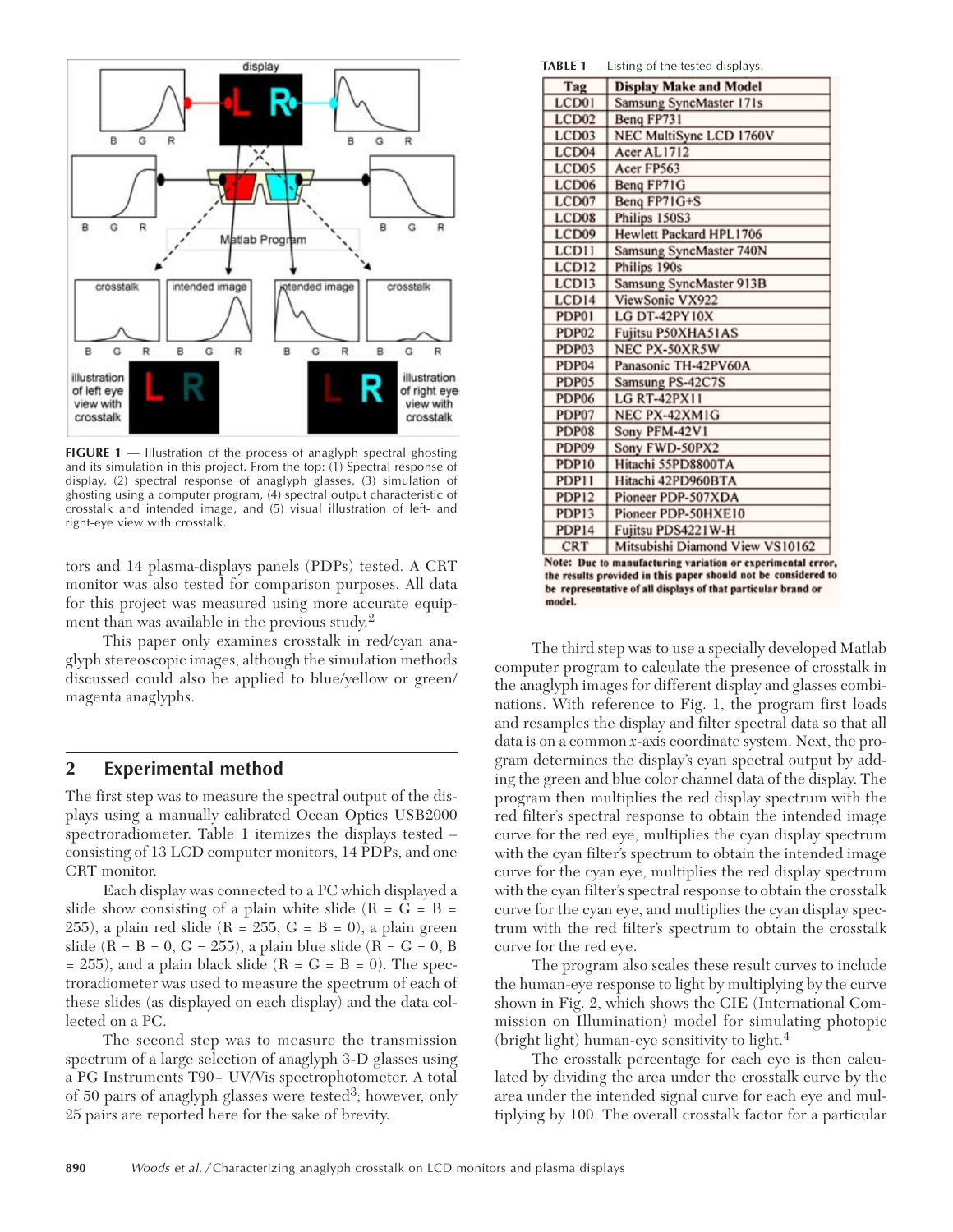display

B G R

L R

B G R

B G R

B G R

Matlab Program

crosstalk

intended image

intended image

crosstalk

B G R B G R B G R B G R

illustration of left eye view with crosstalk

L R

L R

illustration of right eye view with crosstalk

**FIGURE 1** — Illustration of the process of anaglyph spectral ghosting and its simulation in this project. From the top: (1) Spectral response of display, (2) spectral response of anaglyph glasses, (3) simulation of ghosting using a computer program, (4) spectral output characteristic of crosstalk and intended image, and (5) visual illustration of left- and right-eye view with crosstalk.

tors and 14 plasma-displays panels (PDPs) tested. A CRT monitor was also tested for comparison purposes. All data for this project was measured using more accurate equipment than was available in the previous study.[2]

This paper only examines crosstalk in red/cyan anaglyph stereoscopic images, although the simulation methods discussed could also be applied to blue/yellow or green/magenta anaglyphs.

## 2 Experimental method

The first step was to measure the spectral output of the displays using a manually calibrated Ocean Optics USB2000 spectroradiometer. Table 1 itemizes the displays tested – consisting of 13 LCD computer monitors, 14 PDPs, and one CRT monitor.

Each display was connected to a PC which displayed a slide show consisting of a plain white slide (R = G = B = 255), a plain red slide (R = 255, G = B = 0), a plain green slide (R = B = 0, G = 255), a plain blue slide (R = G = 0, B = 255), and a plain black slide (R = G = B = 0). The spectroradiometer was used to measure the spectrum of each of these slides (as displayed on each display) and the data collected on a PC.

The second step was to measure the transmission spectrum of a large selection of anaglyph 3-D glasses using a PG Instruments T90+ UV/Vis spectrophotometer. A total of 50 pairs of anaglyph glasses were tested[3]; however, only 25 pairs are reported here for the sake of brevity.

**TABLE 1** — Listing of the tested displays.

| Tag | Display Make and Model |
|---|---|
| LCD01 | Samsung SyncMaster 171s |
| LCD02 | Benq FP731 |
| LCD03 | NEC MultiSync LCD 1760V |
| LCD04 | Acer AL1712 |
| LCD05 | Acer FP563 |
| LCD06 | Benq FP71G |
| LCD07 | Benq FP71G+S |
| LCD08 | Philips 150S3 |
| LCD09 | Hewlett Packard HPL1706 |
| LCD11 | Samsung SyncMaster 740N |
| LCD12 | Philips 190s |
| LCD13 | Samsung SyncMaster 913B |
| LCD14 | ViewSonic VX922 |
| PDP01 | LG DT-42PY10X |
| PDP02 | Fujitsu P50XHA51AS |
| PDP03 | NEC PX-50XR5W |
| PDP04 | Panasonic TH-42PV60A |
| PDP05 | Samsung PS-42C7S |
| PDP06 | LG RT-42PX11 |
| PDP07 | NEC PX-42XM1G |
| PDP08 | Sony PFM-42V1 |
| PDP09 | Sony FWD-50PX2 |
| PDP10 | Hitachi 55PD8800TA |
| PDP11 | Hitachi 42PD960BTA |
| PDP12 | Pioneer PDP-507XDA |
| PDP13 | Pioneer PDP-50HXE10 |
| PDP14 | Fujitsu PDS4221W-H |
| CRT | Mitsubishi Diamond View VS10162 |

**Note: Due to manufacturing variation or experimental error, the results provided in this paper should not be considered to be representative of all displays of that particular brand or model.**

The third step was to use a specially developed Matlab computer program to calculate the presence of crosstalk in the anaglyph images for different display and glasses combinations. With reference to Fig. 1, the program first loads and resamples the display and filter spectral data so that all data is on a common $x$-axis coordinate system. Next, the program determines the display's cyan spectral output by adding the green and blue color channel data of the display. The program then multiplies the red display spectrum with the red filter's spectral response to obtain the intended image curve for the red eye, multiplies the cyan display spectrum with the cyan filter's spectrum to obtain the intended image curve for the cyan eye, multiplies the red display spectrum with the cyan filter's spectral response to obtain the crosstalk curve for the cyan eye, and multiplies the cyan display spectrum with the red filter's spectrum to obtain the crosstalk curve for the red eye.

The program also scales these result curves to include the human-eye response to light by multiplying by the curve shown in Fig. 2, which shows the CIE (International Commission on Illumination) model for simulating photopic (bright light) human-eye sensitivity to light.[4]

The crosstalk percentage for each eye is then calculated by dividing the area under the crosstalk curve by the area under the intended signal curve for each eye and multiplying by 100. The overall crosstalk factor for a particular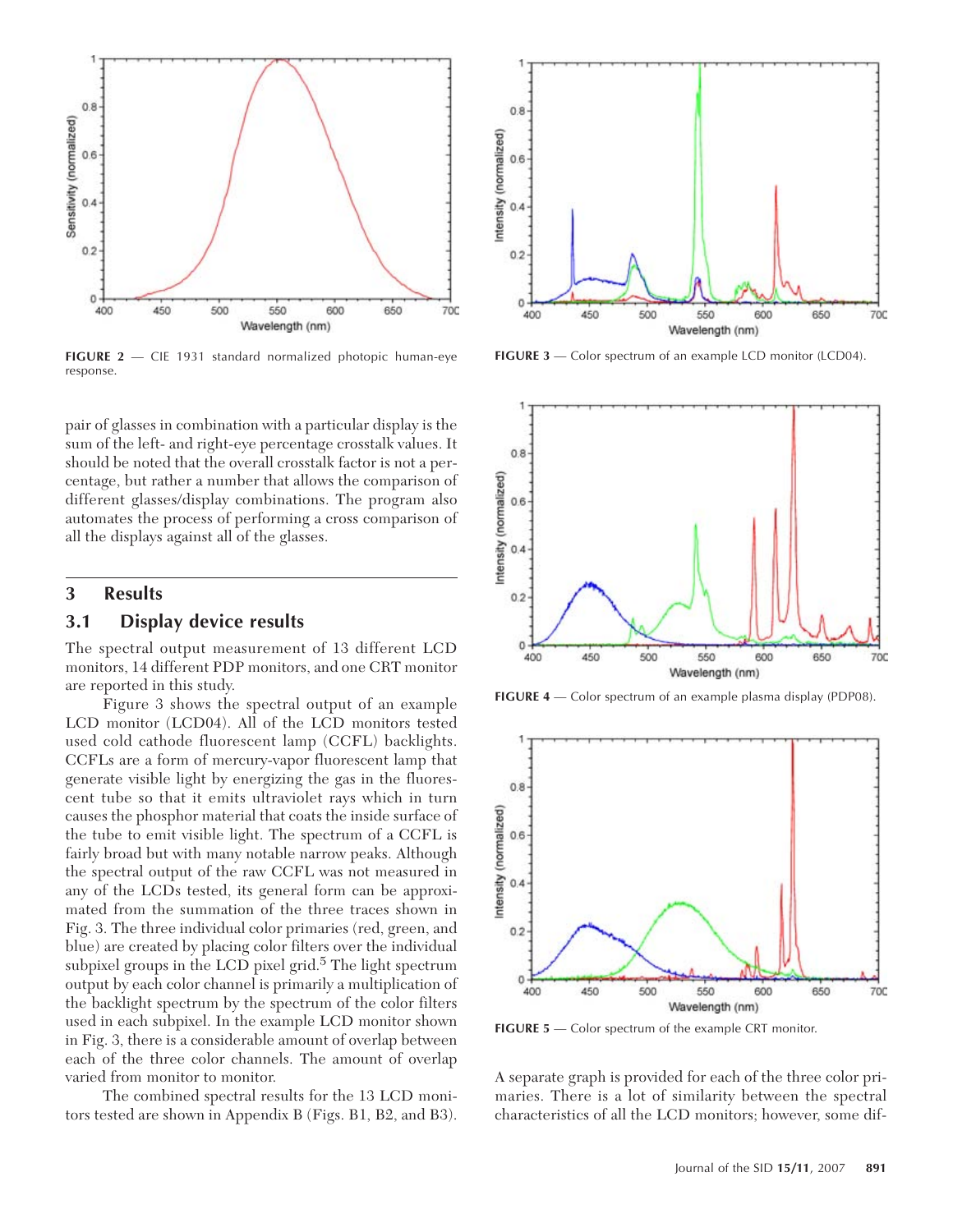Sensitivity (normalized)
0
0.2
0.4
0.6
0.8
1
400 450 500 550 600 650 700
Wavelength (nm)

FIGURE 2 — CIE 1931 standard normalized photopic human-eye response.

pair of glasses in combination with a particular display is the sum of the left- and right-eye percentage crosstalk values. It should be noted that the overall crosstalk factor is not a percentage, but rather a number that allows the comparison of different glasses/display combinations. The program also automates the process of performing a cross comparison of all the displays against all of the glasses.

## 3 Results

### 3.1 Display device results

The spectral output measurement of 13 different LCD monitors, 14 different PDP monitors, and one CRT monitor are reported in this study.

Figure 3 shows the spectral output of an example LCD monitor (LCD04). All of the LCD monitors tested used cold cathode fluorescent lamp (CCFL) backlights. CCFLs are a form of mercury-vapor fluorescent lamp that generate visible light by energizing the gas in the fluorescent tube so that it emits ultraviolet rays which in turn causes the phosphor material that coats the inside surface of the tube to emit visible light. The spectrum of a CCFL is fairly broad but with many notable narrow peaks. Although the spectral output of the raw CCFL was not measured in any of the LCDs tested, its general form can be approximated from the summation of the three traces shown in Fig. 3. The three individual color primaries (red, green, and blue) are created by placing color filters over the individual subpixel groups in the LCD pixel grid.[5] The light spectrum output by each color channel is primarily a multiplication of the backlight spectrum by the spectrum of the color filters used in each subpixel. In the example LCD monitor shown in Fig. 3, there is a considerable amount of overlap between each of the three color channels. The amount of overlap varied from monitor to monitor.

The combined spectral results for the 13 LCD monitors tested are shown in Appendix B (Figs. B1, B2, and B3).

Intensity (normalized)
0
0.2
0.4
0.6
0.8
1
400 450 500 550 600 650 700
Wavelength (nm)

FIGURE 3 — Color spectrum of an example LCD monitor (LCD04).

Intensity (normalized)
0
0.2
0.4
0.6
0.8
1
400 450 500 550 600 650 700
Wavelength (nm)

FIGURE 4 — Color spectrum of an example plasma display (PDP08).

Intensity (normalized)
0
0.2
0.4
0.6
0.8
1
400 450 500 550 600 650 700
Wavelength (nm)

FIGURE 5 — Color spectrum of the example CRT monitor.

A separate graph is provided for each of the three color primaries. There is a lot of similarity between the spectral characteristics of all the LCD monitors; however, some dif-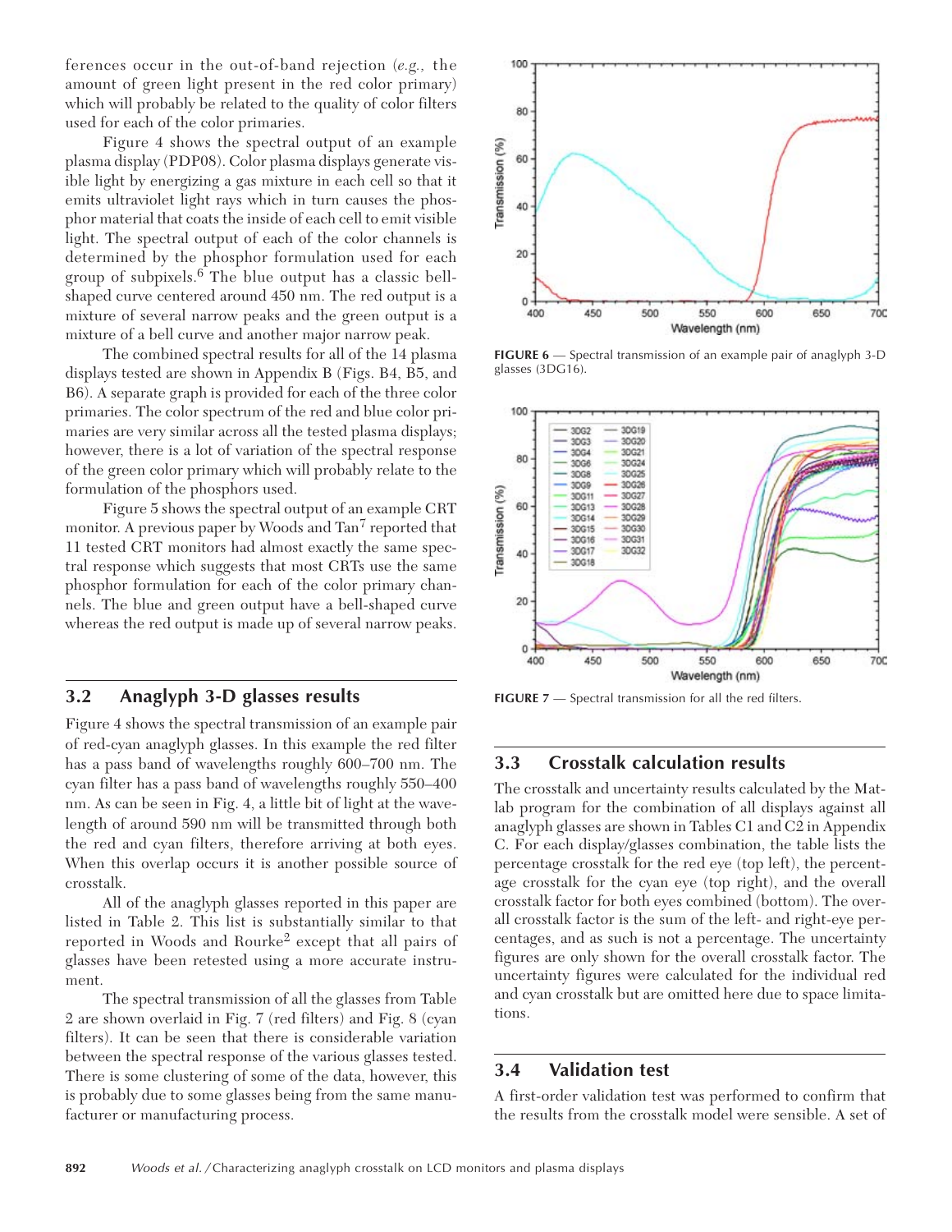ferences occur in the out-of-band rejection (*e.g.*, the amount of green light present in the red color primary) which will probably be related to the quality of color filters used for each of the color primaries.

Figure 4 shows the spectral output of an example plasma display (PDP08). Color plasma displays generate visible light by energizing a gas mixture in each cell so that it emits ultraviolet light rays which in turn causes the phosphor material that coats the inside of each cell to emit visible light. The spectral output of each of the color channels is determined by the phosphor formulation used for each group of subpixels.[6] The blue output has a classic bell-shaped curve centered around 450 nm. The red output is a mixture of several narrow peaks and the green output is a mixture of a bell curve and another major narrow peak.

The combined spectral results for all of the 14 plasma displays tested are shown in Appendix B (Figs. B4, B5, and B6). A separate graph is provided for each of the three color primaries. The color spectrum of the red and blue color primaries are very similar across all the tested plasma displays; however, there is a lot of variation of the spectral response of the green color primary which will probably relate to the formulation of the phosphors used.

Figure 5 shows the spectral output of an example CRT monitor. A previous paper by Woods and Tan[7] reported that 11 tested CRT monitors had almost exactly the same spectral response which suggests that most CRTs use the same phosphor formulation for each of the color primary channels. The blue and green output have a bell-shaped curve whereas the red output is made up of several narrow peaks.

## 3.2 Anaglyph 3-D glasses results

Figure 4 shows the spectral transmission of an example pair of red-cyan anaglyph glasses. In this example the red filter has a pass band of wavelengths roughly 600–700 nm. The cyan filter has a pass band of wavelengths roughly 550–400 nm. As can be seen in Fig. 4, a little bit of light at the wavelength of around 590 nm will be transmitted through both the red and cyan filters, therefore arriving at both eyes. When this overlap occurs it is another possible source of crosstalk.

All of the anaglyph glasses reported in this paper are listed in Table 2. This list is substantially similar to that reported in Woods and Rourke[2] except that all pairs of glasses have been retested using a more accurate instrument.

The spectral transmission of all the glasses from Table 2 are shown overlaid in Fig. 7 (red filters) and Fig. 8 (cyan filters). It can be seen that there is considerable variation between the spectral response of the various glasses tested. There is some clustering of some of the data, however, this is probably due to some glasses being from the same manufacturer or manufacturing process.

Transmission (%)
100
80
60
40
20
0
400 450 500 550 600 650 700
Wavelength (nm)

**FIGURE 6** — Spectral transmission of an example pair of anaglyph 3-D glasses (3DG16).

Transmission (%)
100
80
60
40
20
0
400 450 500 550 600 650 700
Wavelength (nm)
3DG2 3DG3 3DG4 3DG6 3DG8 3DG9 3DG11 3DG13 3DG14 3DG15 3DG16 3DG17 3DG18 3DG19 3DG20 3DG21 3DG24 3DG25 3DG26 3DG27 3DG28 3DG29 3DG30 3DG31 3DG32

**FIGURE 7** — Spectral transmission for all the red filters.

## 3.3 Crosstalk calculation results

The crosstalk and uncertainty results calculated by the Matlab program for the combination of all displays against all anaglyph glasses are shown in Tables C1 and C2 in Appendix C. For each display/glasses combination, the table lists the percentage crosstalk for the red eye (top left), the percentage crosstalk for the cyan eye (top right), and the overall crosstalk factor for both eyes combined (bottom). The overall crosstalk factor is the sum of the left- and right-eye percentages, and as such is not a percentage. The uncertainty figures are only shown for the overall crosstalk factor. The uncertainty figures were calculated for the individual red and cyan crosstalk but are omitted here due to space limitations.

## 3.4 Validation test

A first-order validation test was performed to confirm that the results from the crosstalk model were sensible. A set of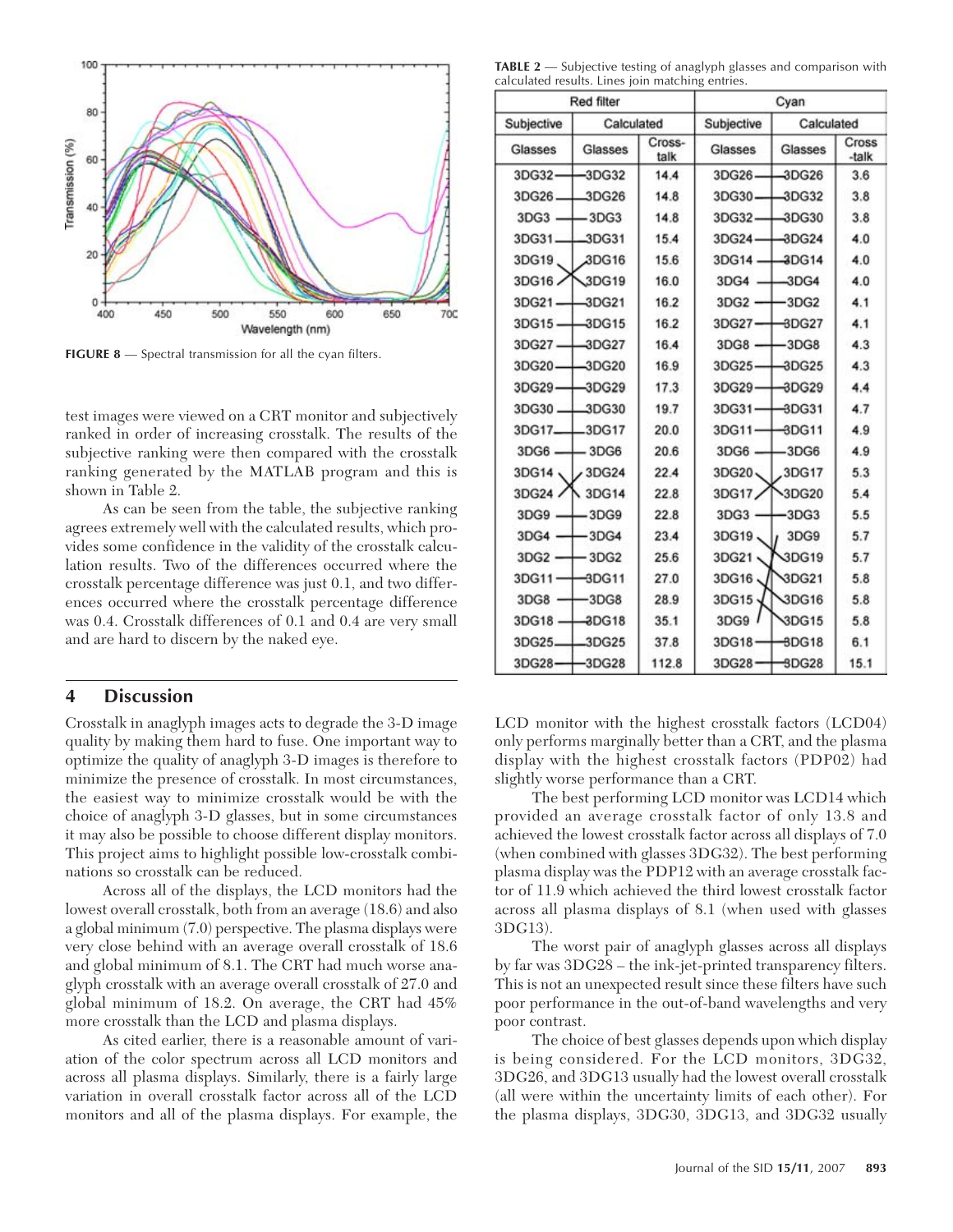100

80

60

40

20

0

Transmission (%)

400 450 500 550 600 650 700

Wavelength (nm)

**FIGURE 8** — Spectral transmission for all the cyan filters.

**TABLE 2** — Subjective testing of anaglyph glasses and comparison with calculated results. Lines join matching entries.

| Red filter | | | Cyan | | |
|---|---|---|---|---|---|
| Subjective | Calculated | | Subjective | Calculated | |
| Glasses | Glasses | Cross-talk | Glasses | Glasses | Cross-talk |
| 3DG32 | 3DG32 | 14.4 | 3DG26 | 3DG26 | 3.6 |
| 3DG26 | 3DG26 | 14.8 | 3DG30 | 3DG32 | 3.8 |
| 3DG3 | 3DG3 | 14.8 | 3DG32 | 3DG30 | 3.8 |
| 3DG31 | 3DG31 | 15.4 | 3DG24 | 3DG24 | 4.0 |
| 3DG19 | 3DG16 | 15.6 | 3DG14 | 3DG14 | 4.0 |
| 3DG16 | 3DG19 | 16.0 | 3DG4 | 3DG4 | 4.0 |
| 3DG21 | 3DG21 | 16.2 | 3DG2 | 3DG2 | 4.1 |
| 3DG15 | 3DG15 | 16.2 | 3DG27 | 3DG27 | 4.1 |
| 3DG27 | 3DG27 | 16.4 | 3DG8 | 3DG8 | 4.3 |
| 3DG20 | 3DG20 | 16.9 | 3DG25 | 3DG25 | 4.3 |
| 3DG29 | 3DG29 | 17.3 | 3DG29 | 3DG29 | 4.4 |
| 3DG30 | 3DG30 | 19.7 | 3DG31 | 3DG31 | 4.7 |
| 3DG17 | 3DG17 | 20.0 | 3DG11 | 3DG11 | 4.9 |
| 3DG6 | 3DG6 | 20.6 | 3DG6 | 3DG6 | 4.9 |
| 3DG14 | 3DG24 | 22.4 | 3DG20 | 3DG17 | 5.3 |
| 3DG24 | 3DG14 | 22.8 | 3DG17 | 3DG20 | 5.4 |
| 3DG9 | 3DG9 | 22.8 | 3DG3 | 3DG3 | 5.5 |
| 3DG4 | 3DG4 | 23.4 | 3DG19 | 3DG9 | 5.7 |
| 3DG2 | 3DG2 | 25.6 | 3DG21 | 3DG19 | 5.7 |
| 3DG11 | 3DG11 | 27.0 | 3DG16 | 3DG21 | 5.8 |
| 3DG8 | 3DG8 | 28.9 | 3DG15 | 3DG16 | 5.8 |
| 3DG18 | 3DG18 | 35.1 | 3DG9 | 3DG15 | 5.8 |
| 3DG25 | 3DG25 | 37.8 | 3DG18 | 3DG18 | 6.1 |
| 3DG28 | 3DG28 | 112.8 | 3DG28 | 3DG28 | 15.1 |

test images were viewed on a CRT monitor and subjectively ranked in order of increasing crosstalk. The results of the subjective ranking were then compared with the crosstalk ranking generated by the MATLAB program and this is shown in Table 2.

As can be seen from the table, the subjective ranking agrees extremely well with the calculated results, which provides some confidence in the validity of the crosstalk calculation results. Two of the differences occurred where the crosstalk percentage difference was just 0.1, and two differences occurred where the crosstalk percentage difference was 0.4. Crosstalk differences of 0.1 and 0.4 are very small and are hard to discern by the naked eye.

## 4 Discussion

Crosstalk in anaglyph images acts to degrade the 3-D image quality by making them hard to fuse. One important way to optimize the quality of anaglyph 3-D images is therefore to minimize the presence of crosstalk. In most circumstances, the easiest way to minimize crosstalk would be with the choice of anaglyph 3-D glasses, but in some circumstances it may also be possible to choose different display monitors. This project aims to highlight possible low-crosstalk combinations so crosstalk can be reduced.

Across all of the displays, the LCD monitors had the lowest overall crosstalk, both from an average (18.6) and also a global minimum (7.0) perspective. The plasma displays were very close behind with an average overall crosstalk of 18.6 and global minimum of 8.1. The CRT had much worse anaglyph crosstalk with an average overall crosstalk of 27.0 and global minimum of 18.2. On average, the CRT had 45% more crosstalk than the LCD and plasma displays.

As cited earlier, there is a reasonable amount of variation of the color spectrum across all LCD monitors and across all plasma displays. Similarly, there is a fairly large variation in overall crosstalk factor across all of the LCD monitors and all of the plasma displays. For example, the LCD monitor with the highest crosstalk factors (LCD04) only performs marginally better than a CRT, and the plasma display with the highest crosstalk factors (PDP02) had slightly worse performance than a CRT.

The best performing LCD monitor was LCD14 which provided an average crosstalk factor of only 13.8 and achieved the lowest crosstalk factor across all displays of 7.0 (when combined with glasses 3DG32). The best performing plasma display was the PDP12 with an average crosstalk factor of 11.9 which achieved the third lowest crosstalk factor across all plasma displays of 8.1 (when used with glasses 3DG13).

The worst pair of anaglyph glasses across all displays by far was 3DG28 – the ink-jet-printed transparency filters. This is not an unexpected result since these filters have such poor performance in the out-of-band wavelengths and very poor contrast.

The choice of best glasses depends upon which display is being considered. For the LCD monitors, 3DG32, 3DG26, and 3DG13 usually had the lowest overall crosstalk (all were within the uncertainty limits of each other). For the plasma displays, 3DG30, 3DG13, and 3DG32 usually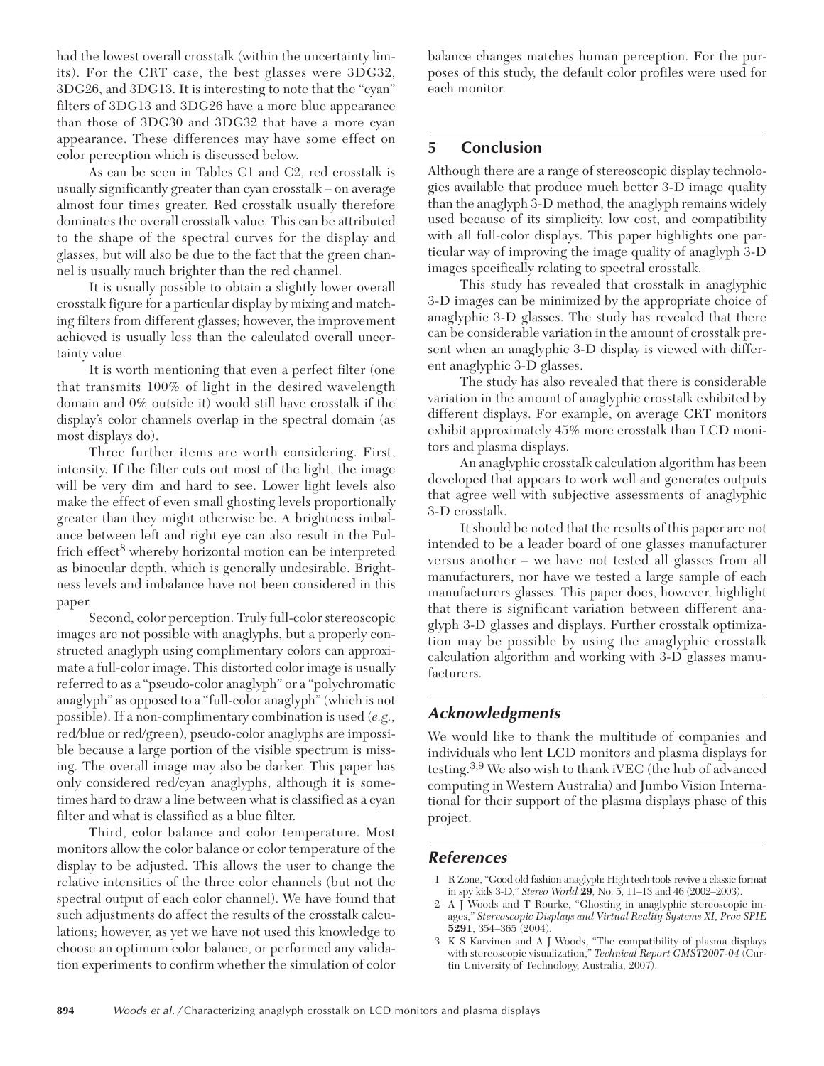had the lowest overall crosstalk (within the uncertainty limits). For the CRT case, the best glasses were 3DG32, 3DG26, and 3DG13. It is interesting to note that the "cyan" filters of 3DG13 and 3DG26 have a more blue appearance than those of 3DG30 and 3DG32 that have a more cyan appearance. These differences may have some effect on color perception which is discussed below.

As can be seen in Tables C1 and C2, red crosstalk is usually significantly greater than cyan crosstalk – on average almost four times greater. Red crosstalk usually therefore dominates the overall crosstalk value. This can be attributed to the shape of the spectral curves for the display and glasses, but will also be due to the fact that the green channel is usually much brighter than the red channel.

It is usually possible to obtain a slightly lower overall crosstalk figure for a particular display by mixing and matching filters from different glasses; however, the improvement achieved is usually less than the calculated overall uncertainty value.

It is worth mentioning that even a perfect filter (one that transmits 100% of light in the desired wavelength domain and 0% outside it) would still have crosstalk if the display's color channels overlap in the spectral domain (as most displays do).

Three further items are worth considering. First, intensity. If the filter cuts out most of the light, the image will be very dim and hard to see. Lower light levels also make the effect of even small ghosting levels proportionally greater than they might otherwise be. A brightness imbalance between left and right eye can also result in the Pulfrich effect[8] whereby horizontal motion can be interpreted as binocular depth, which is generally undesirable. Brightness levels and imbalance have not been considered in this paper.

Second, color perception. Truly full-color stereoscopic images are not possible with anaglyphs, but a properly constructed anaglyph using complimentary colors can approximate a full-color image. This distorted color image is usually referred to as a "pseudo-color anaglyph" or a "polychromatic anaglyph" as opposed to a "full-color anaglyph" (which is not possible). If a non-complimentary combination is used (*e.g.*, red/blue or red/green), pseudo-color anaglyphs are impossible because a large portion of the visible spectrum is missing. The overall image may also be darker. This paper has only considered red/cyan anaglyphs, although it is sometimes hard to draw a line between what is classified as a cyan filter and what is classified as a blue filter.

Third, color balance and color temperature. Most monitors allow the color balance or color temperature of the display to be adjusted. This allows the user to change the relative intensities of the three color channels (but not the spectral output of each color channel). We have found that such adjustments do affect the results of the crosstalk calculations; however, as yet we have not used this knowledge to choose an optimum color balance, or performed any validation experiments to confirm whether the simulation of color balance changes matches human perception. For the purposes of this study, the default color profiles were used for each monitor.

## 5 Conclusion

Although there are a range of stereoscopic display technologies available that produce much better 3-D image quality than the anaglyph 3-D method, the anaglyph remains widely used because of its simplicity, low cost, and compatibility with all full-color displays. This paper highlights one particular way of improving the image quality of anaglyph 3-D images specifically relating to spectral crosstalk.

This study has revealed that crosstalk in anaglyphic 3-D images can be minimized by the appropriate choice of anaglyphic 3-D glasses. The study has revealed that there can be considerable variation in the amount of crosstalk present when an anaglyphic 3-D display is viewed with different anaglyphic 3-D glasses.

The study has also revealed that there is considerable variation in the amount of anaglyphic crosstalk exhibited by different displays. For example, on average CRT monitors exhibit approximately 45% more crosstalk than LCD monitors and plasma displays.

An anaglyphic crosstalk calculation algorithm has been developed that appears to work well and generates outputs that agree well with subjective assessments of anaglyphic 3-D crosstalk.

It should be noted that the results of this paper are not intended to be a leader board of one glasses manufacturer versus another – we have not tested all glasses from all manufacturers, nor have we tested a large sample of each manufacturers glasses. This paper does, however, highlight that there is significant variation between different anaglyph 3-D glasses and displays. Further crosstalk optimization may be possible by using the anaglyphic crosstalk calculation algorithm and working with 3-D glasses manufacturers.

## *Acknowledgments*

We would like to thank the multitude of companies and individuals who lent LCD monitors and plasma displays for testing.[3,9] We also wish to thank iVEC (the hub of advanced computing in Western Australia) and Jumbo Vision International for their support of the plasma displays phase of this project.

## *References*

1. R Zone, "Good old fashion anaglyph: High tech tools revive a classic format in spy kids 3-D," *Stereo World* **29**, No. 5, 11–13 and 46 (2002–2003).
2. A J Woods and T Rourke, "Ghosting in anaglyphic stereoscopic images," *Stereoscopic Displays and Virtual Reality Systems XI, Proc SPIE* **5291**, 354–365 (2004).
3. K S Karvinen and A J Woods, "The compatibility of plasma displays with stereoscopic visualization," *Technical Report CMST2007-04* (Curtin University of Technology, Australia, 2007).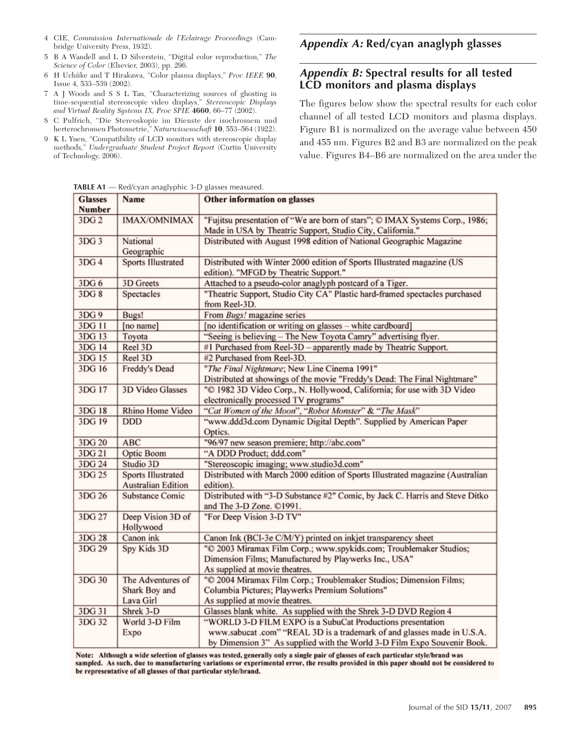4 CIE, *Commission Internationale de l'Eclairage Proceedings* (Cambridge University Press, 1932).

5 B A Wandell and L D Silverstein, "Digital color reproduction," *The Science of Color* (Elsevier, 2003), pp. 296.

6 H Uchiike and T Hirakawa, "Color plasma displays," *Proc IEEE* **90**, Issue 4, 533–539 (2002).

7 A J Woods and S S L Tan, "Characterizing sources of ghosting in time-sequential stereoscopic video displays," *Stereoscopic Displays and Virtual Reality Systems IX, Proc SPIE* **4660**, 66–77 (2002).

8 C Pulfrich, "Die Stereoskopie im Dienste der isochromem und herterochromen Photometrie," *Naturwissenschaft* **10**, 553–564 (1922).

9 K L Yuen, "Compatibility of LCD monitors with stereoscopic display methods," *Undergraduate Student Project Report* (Curtin University of Technology, 2006).

## *Appendix A:* Red/cyan anaglyph glasses

**TABLE A1** — Red/cyan anaglyphic 3-D glasses measured.

| Glasses Number | Name | Other information on glasses |
|---|---|---|
| 3DG 2 | IMAX/OMNIMAX | "Fujitsu presentation of "We are born of stars"; © IMAX Systems Corp., 1986; Made in USA by Theatric Support, Studio City, California." |
| 3DG 3 | National Geographic | Distributed with August 1998 edition of National Geographic Magazine |
| 3DG 4 | Sports Illustrated | Distributed with Winter 2000 edition of Sports Illustrated magazine (US edition). "MFGD by Theatric Support." |
| 3DG 6 | 3D Greets | Attached to a pseudo-color anaglyph postcard of a Tiger. |
| 3DG 8 | Spectacles | "Theatric Support, Studio City CA" Plastic hard-framed spectacles purchased from Reel-3D. |
| 3DG 9 | Bugs! | From *Bugs!* magazine series |
| 3DG 11 | [no name] | [no identification or writing on glasses – white cardboard] |
| 3DG 13 | Toyota | "Seeing is believing – The New Toyota Camry" advertising flyer. |
| 3DG 14 | Reel 3D | #1 Purchased from Reel-3D – apparently made by Theatric Support. |
| 3DG 15 | Reel 3D | #2 Purchased from Reel-3D. |
| 3DG 16 | Freddy's Dead | "*The Final Nightmare*; New Line Cinema 1991" Distributed at showings of the movie "Freddy's Dead: The Final Nightmare" |
| 3DG 17 | 3D Video Glasses | "© 1982 3D Video Corp., N. Hollywood, California; for use with 3D Video electronically processed TV programs" |
| 3DG 18 | Rhino Home Video | "*Cat Women of the Moon*", "*Robot Monster*" & "*The Mask*" |
| 3DG 19 | DDD | "www.ddd3d.com Dynamic Digital Depth". Supplied by American Paper Optics. |
| 3DG 20 | ABC | "96/97 new season premiere; http://abc.com" |
| 3DG 21 | Optic Boom | "A DDD Product; ddd.com" |
| 3DG 24 | Studio 3D | "Stereoscopic imaging; www.studio3d.com" |
| 3DG 25 | Sports Illustrated Australian Edition | Distributed with March 2000 edition of Sports Illustrated magazine (Australian edition). |
| 3DG 26 | Substance Comic | Distributed with "3-D Substance #2" Comic, by Jack C. Harris and Steve Ditko and The 3-D Zone. ©1991. |
| 3DG 27 | Deep Vision 3D of Hollywood | "For Deep Vision 3-D TV" |
| 3DG 28 | Canon ink | Canon Ink (BCI-3e C/M/Y) printed on inkjet transparency sheet |
| 3DG 29 | Spy Kids 3D | "© 2003 Miramax Film Corp.; www.spykids.com; Troublemaker Studios; Dimension Films; Manufactured by Playwerks Inc., USA" As supplied at movie theatres. |
| 3DG 30 | The Adventures of Shark Boy and Lava Girl | "© 2004 Miramax Film Corp.; Troublemaker Studios; Dimension Films; Columbia Pictures; Playwerks Premium Solutions" As supplied at movie theatres. |
| 3DG 31 | Shrek 3-D | Glasses blank white. As supplied with the Shrek 3-D DVD Region 4 |
| 3DG 32 | World 3-D Film Expo | "WORLD 3-D FILM EXPO is a SubuCat Productions presentation www.sabucat .com" "REAL 3D is a trademark of and glasses made in U.S.A. by Dimension 3" As supplied with the World 3-D Film Expo Souvenir Book. |

**Note: Although a wide selection of glasses was tested, generally only a single pair of glasses of each particular style/brand was sampled. As such, due to manufacturing variations or experimental error, the results provided in this paper should not be considered to be representative of all glasses of that particular style/brand.**

## *Appendix B:* Spectral results for all tested LCD monitors and plasma displays

The figures below show the spectral results for each color channel of all tested LCD monitors and plasma displays. Figure B1 is normalized on the average value between 450 and 455 nm. Figures B2 and B3 are normalized on the peak value. Figures B4–B6 are normalized on the area under the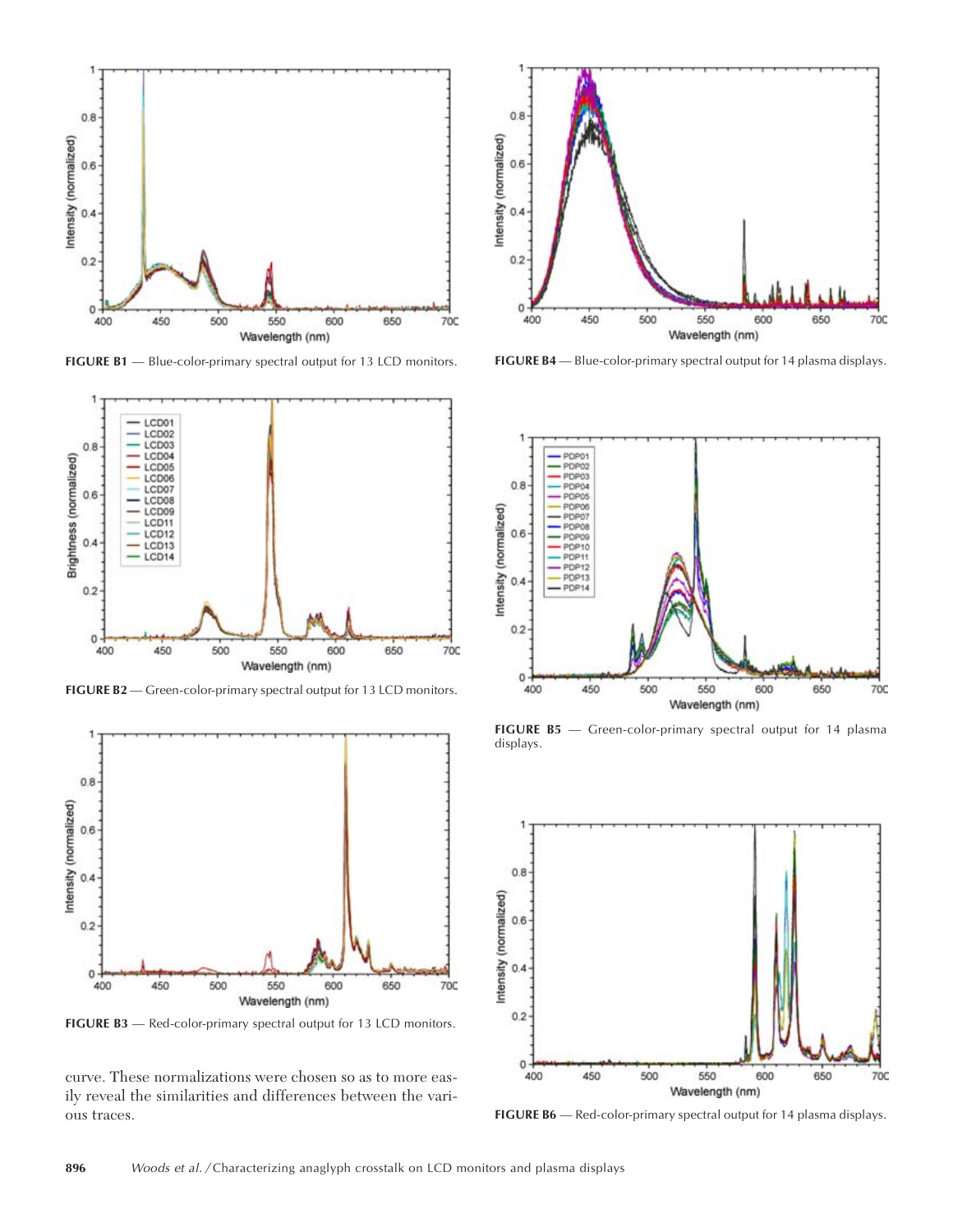FIGURE B1 — Blue-color-primary spectral output for 13 LCD monitors.

FIGURE B2 — Green-color-primary spectral output for 13 LCD monitors.

FIGURE B3 — Red-color-primary spectral output for 13 LCD monitors.

curve. These normalizations were chosen so as to more easily reveal the similarities and differences between the various traces.

FIGURE B4 — Blue-color-primary spectral output for 14 plasma displays.

FIGURE B5 — Green-color-primary spectral output for 14 plasma displays.

FIGURE B6 — Red-color-primary spectral output for 14 plasma displays.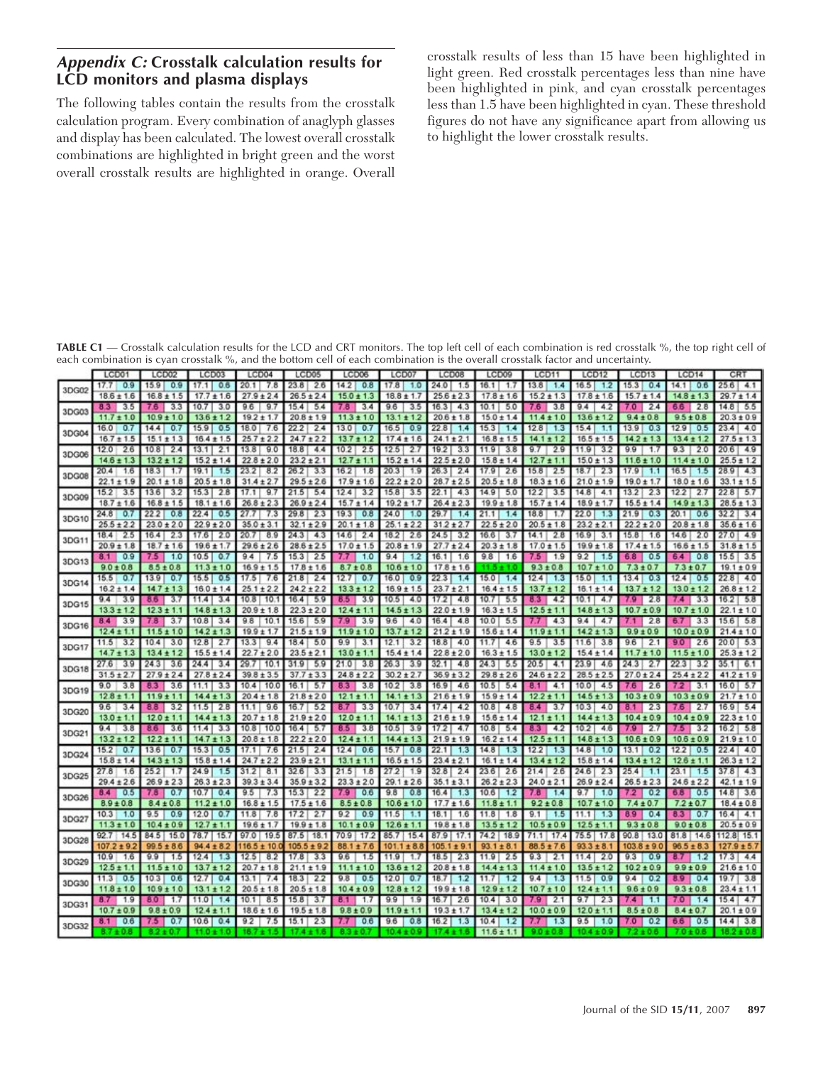## *Appendix C:* Crosstalk calculation results for LCD monitors and plasma displays

The following tables contain the results from the crosstalk calculation program. Every combination of anaglyph glasses and display has been calculated. The lowest overall crosstalk combinations are highlighted in bright green and the worst overall crosstalk results are highlighted in orange. Overall crosstalk results of less than 15 have been highlighted in light green. Red crosstalk percentages less than nine have been highlighted in pink, and cyan crosstalk percentages less than 1.5 have been highlighted in cyan. These threshold figures do not have any significance apart from allowing us to highlight the lower crosstalk results.

**TABLE C1** — Crosstalk calculation results for the LCD and CRT monitors. The top left cell of each combination is red crosstalk %, the top right cell of each combination is cyan crosstalk %, and the bottom cell of each combination is the overall crosstalk factor and uncertainty.

In each combination below, the first row gives red / cyan crosstalk % and the second row gives the overall crosstalk factor ± uncertainty.

| | LCD01 | LCD02 | LCD03 | LCD04 | LCD05 | LCD06 | LCD07 | LCD08 | LCD09 | LCD11 | LCD12 | LCD13 | LCD14 | CRT |
|---|---|---|---|---|---|---|---|---|---|---|---|---|---|---|
| 3DG02 | 17.7 / 0.9 | 15.9 / 0.9 | 17.1 / 0.6 | 20.1 / 7.8 | 23.8 / 2.6 | 14.2 / 0.8 | 17.8 / 1.0 | 24.0 / 1.5 | 16.1 / 1.7 | 13.8 / 1.4 | 16.5 / 1.2 | 15.3 / 0.4 | 14.1 / 0.6 | 25.6 / 4.1 |
| | 18.6 ± 1.6 | 16.8 ± 1.5 | 17.7 ± 1.6 | 27.9 ± 2.4 | 26.5 ± 2.4 | 15.0 ± 1.3 | 18.8 ± 1.7 | 25.6 ± 2.3 | 17.8 ± 1.6 | 15.2 ± 1.3 | 17.8 ± 1.6 | 15.7 ± 1.4 | 14.8 ± 1.3 | 29.7 ± 1.4 |
| 3DG03 | 8.3 / 3.5 | 7.6 / 3.3 | 10.7 / 3.0 | 9.6 / 9.7 | 15.4 / 5.4 | 7.8 / 3.4 | 9.6 / 3.5 | 16.3 / 4.3 | 10.1 / 5.0 | 7.6 / 3.8 | 9.4 / 4.2 | 7.0 / 2.4 | 6.6 / 2.8 | 14.8 / 5.5 |
| | 11.7 ± 1.0 | 10.9 ± 1.0 | 13.6 ± 1.2 | 19.2 ± 1.7 | 20.8 ± 1.9 | 11.3 ± 1.0 | 13.1 ± 1.2 | 20.6 ± 1.8 | 15.0 ± 1.4 | 11.4 ± 1.0 | 13.6 ± 1.2 | 9.4 ± 0.8 | 9.5 ± 0.8 | 20.3 ± 0.9 |
| 3DG04 | 16.0 / 0.7 | 14.4 / 0.7 | 15.9 / 0.5 | 18.0 / 7.6 | 22.2 / 2.4 | 13.0 / 0.7 | 16.5 / 0.9 | 22.8 / 1.4 | 15.3 / 1.4 | 12.8 / 1.3 | 15.4 / 1.1 | 13.9 / 0.3 | 12.9 / 0.5 | 23.4 / 4.0 |
| | 16.7 ± 1.5 | 15.1 ± 1.3 | 16.4 ± 1.5 | 25.7 ± 2.2 | 24.7 ± 2.2 | 13.7 ± 1.2 | 17.4 ± 1.6 | 24.1 ± 2.1 | 16.8 ± 1.5 | 14.1 ± 1.2 | 16.5 ± 1.5 | 14.2 ± 1.3 | 13.4 ± 1.2 | 27.5 ± 1.3 |
| 3DG06 | 12.0 / 2.6 | 10.8 / 2.4 | 13.1 / 2.1 | 13.8 / 9.0 | 18.8 / 4.4 | 10.2 / 2.5 | 12.5 / 2.7 | 19.2 / 3.3 | 11.9 / 3.8 | 9.7 / 2.9 | 11.9 / 3.2 | 9.9 / 1.7 | 9.3 / 2.0 | 20.6 / 4.9 |
| | 14.6 ± 1.3 | 13.2 ± 1.2 | 15.2 ± 1.4 | 22.8 ± 2.0 | 23.2 ± 2.1 | 12.7 ± 1.1 | 15.2 ± 1.4 | 22.5 ± 2.0 | 15.8 ± 1.4 | 12.7 ± 1.1 | 15.0 ± 1.3 | 11.6 ± 1.0 | 11.4 ± 1.0 | 25.5 ± 1.2 |
| 3DG08 | 20.4 / 1.6 | 18.3 / 1.7 | 19.1 / 1.5 | 23.2 / 8.2 | 26.2 / 3.3 | 16.2 / 1.8 | 20.3 / 1.9 | 26.3 / 2.4 | 17.9 / 2.6 | 15.8 / 2.5 | 18.7 / 2.3 | 17.9 / 1.1 | 16.5 / 1.5 | 28.9 / 4.3 |
| | 22.1 ± 1.9 | 20.1 ± 1.8 | 20.5 ± 1.8 | 31.4 ± 2.7 | 29.5 ± 2.6 | 17.9 ± 1.6 | 22.2 ± 2.0 | 28.7 ± 2.5 | 20.5 ± 1.8 | 18.3 ± 1.6 | 21.0 ± 1.9 | 19.0 ± 1.7 | 18.0 ± 1.6 | 33.1 ± 1.5 |
| 3DG09 | 15.2 / 3.5 | 13.6 / 3.2 | 15.3 / 2.8 | 17.1 / 9.7 | 21.5 / 5.4 | 12.4 / 3.2 | 15.8 / 3.5 | 22.1 / 4.3 | 14.9 / 5.0 | 12.2 / 3.5 | 14.8 / 4.1 | 13.2 / 2.3 | 12.2 / 2.7 | 22.8 / 5.7 |
| | 18.7 ± 1.6 | 16.8 ± 1.5 | 18.1 ± 1.6 | 26.8 ± 2.3 | 26.9 ± 2.4 | 15.7 ± 1.4 | 19.2 ± 1.7 | 26.4 ± 2.3 | 19.9 ± 1.8 | 15.7 ± 1.4 | 18.9 ± 1.7 | 15.5 ± 1.4 | 14.9 ± 1.3 | 28.5 ± 1.3 |
| 3DG10 | 24.8 / 0.7 | 22.2 / 0.8 | 22.4 / 0.5 | 27.7 / 7.3 | 29.8 / 2.3 | 19.3 / 0.8 | 24.0 / 1.0 | 29.7 / 1.4 | 21.1 / 1.4 | 18.8 / 1.7 | 22.0 / 1.3 | 21.9 / 0.3 | 20.1 / 0.6 | 32.2 / 3.4 |
| | 25.5 ± 2.2 | 23.0 ± 2.0 | 22.9 ± 2.0 | 35.0 ± 3.1 | 32.1 ± 2.9 | 20.1 ± 1.8 | 25.1 ± 2.2 | 31.2 ± 2.7 | 22.5 ± 2.0 | 20.5 ± 1.8 | 23.2 ± 2.1 | 22.2 ± 2.0 | 20.8 ± 1.8 | 35.6 ± 1.6 |
| 3DG11 | 18.4 / 2.5 | 16.4 / 2.3 | 17.6 / 2.0 | 20.7 / 8.9 | 24.3 / 4.3 | 14.6 / 2.4 | 18.2 / 2.6 | 24.5 / 3.2 | 16.6 / 3.7 | 14.1 / 2.8 | 16.9 / 3.1 | 15.8 / 1.6 | 14.6 / 2.0 | 27.0 / 4.9 |
| | 20.9 ± 1.8 | 18.7 ± 1.6 | 19.6 ± 1.7 | 29.6 ± 2.6 | 28.6 ± 2.5 | 17.0 ± 1.5 | 20.8 ± 1.9 | 27.7 ± 2.4 | 20.3 ± 1.8 | 17.0 ± 1.5 | 19.9 ± 1.8 | 17.4 ± 1.5 | 16.6 ± 1.5 | 31.8 ± 1.5 |
| 3DG13 | 8.1 / 0.9 | 7.5 / 1.0 | 10.5 / 0.7 | 9.4 / 7.5 | 15.3 / 2.5 | 7.7 / 1.0 | 9.4 / 1.2 | 16.1 / 1.6 | 9.8 / 1.6 | 7.5 / 1.9 | 9.2 / 1.5 | 6.8 / 0.5 | 6.4 / 0.8 | 15.5 / 3.5 |
| | 9.0 ± 0.8 | 8.5 ± 0.8 | 11.3 ± 1.0 | 16.9 ± 1.5 | 17.8 ± 1.6 | 8.7 ± 0.8 | 10.6 ± 1.0 | 17.8 ± 1.6 | 11.5 ± 1.0 | 9.3 ± 0.8 | 10.7 ± 1.0 | 7.3 ± 0.7 | 7.3 ± 0.7 | 19.1 ± 0.9 |
| 3DG14 | 15.5 / 0.7 | 13.9 / 0.7 | 15.5 / 0.5 | 17.5 / 7.6 | 21.8 / 2.4 | 12.7 / 0.7 | 16.0 / 0.9 | 22.3 / 1.4 | 15.0 / 1.4 | 12.4 / 1.3 | 15.0 / 1.1 | 13.4 / 0.3 | 12.4 / 0.5 | 22.8 / 4.0 |
| | 16.2 ± 1.4 | 14.7 ± 1.3 | 16.0 ± 1.4 | 25.1 ± 2.2 | 24.2 ± 2.2 | 13.3 ± 1.2 | 16.9 ± 1.5 | 23.7 ± 2.1 | 16.4 ± 1.5 | 13.7 ± 1.2 | 16.1 ± 1.4 | 13.7 ± 1.2 | 13.0 ± 1.2 | 26.8 ± 1.2 |
| 3DG15 | 9.4 / 3.9 | 8.6 / 3.7 | 11.4 / 3.4 | 10.8 / 10.1 | 16.4 / 5.9 | 8.5 / 3.9 | 10.5 / 4.0 | 17.2 / 4.8 | 10.7 / 5.5 | 8.3 / 4.2 | 10.1 / 4.7 | 7.9 / 2.8 | 7.4 / 3.3 | 16.2 / 5.8 |
| | 13.3 ± 1.2 | 12.3 ± 1.1 | 14.8 ± 1.3 | 20.9 ± 1.8 | 22.3 ± 2.0 | 12.4 ± 1.1 | 14.5 ± 1.3 | 22.0 ± 1.9 | 16.3 ± 1.5 | 12.5 ± 1.1 | 14.8 ± 1.3 | 10.7 ± 0.9 | 10.7 ± 1.0 | 22.1 ± 1.0 |
| 3DG16 | 8.4 / 3.9 | 7.8 / 3.7 | 10.8 / 3.4 | 9.8 / 10.1 | 15.6 / 5.9 | 7.9 / 3.9 | 9.6 / 4.0 | 16.4 / 4.8 | 10.0 / 5.5 | 7.7 / 4.3 | 9.4 / 4.7 | 7.1 / 2.8 | 6.7 / 3.3 | 15.6 / 5.8 |
| | 12.4 ± 1.1 | 11.5 ± 1.0 | 14.2 ± 1.3 | 19.9 ± 1.7 | 21.5 ± 1.9 | 11.9 ± 1.0 | 13.7 ± 1.2 | 21.2 ± 1.9 | 15.6 ± 1.4 | 11.9 ± 1.1 | 14.2 ± 1.3 | 9.9 ± 0.9 | 10.0 ± 0.9 | 21.4 ± 1.0 |
| 3DG17 | 11.5 / 3.2 | 10.4 / 3.0 | 12.8 / 2.7 | 13.3 / 9.4 | 18.4 / 5.0 | 9.9 / 3.1 | 12.1 / 3.2 | 18.8 / 4.0 | 11.7 / 4.6 | 9.5 / 3.5 | 11.6 / 3.8 | 9.6 / 2.1 | 9.0 / 2.6 | 20.0 / 5.3 |
| | 14.7 ± 1.3 | 13.4 ± 1.2 | 15.5 ± 1.4 | 22.7 ± 2.0 | 23.5 ± 2.1 | 13.0 ± 1.1 | 15.4 ± 1.4 | 22.8 ± 2.0 | 16.3 ± 1.5 | 13.0 ± 1.2 | 15.4 ± 1.4 | 11.7 ± 1.0 | 11.5 ± 1.0 | 25.3 ± 1.2 |
| 3DG18 | 27.6 / 3.9 | 24.3 / 3.6 | 24.4 / 3.4 | 29.7 / 10.1 | 31.9 / 5.9 | 21.0 / 3.8 | 26.3 / 3.9 | 32.1 / 4.8 | 24.3 / 5.5 | 20.5 / 4.1 | 23.9 / 4.6 | 24.3 / 2.7 | 22.3 / 3.2 | 35.1 / 6.1 |
| | 31.5 ± 2.7 | 27.9 ± 2.4 | 27.8 ± 2.4 | 39.8 ± 3.5 | 37.7 ± 3.3 | 24.8 ± 2.2 | 30.2 ± 2.7 | 36.9 ± 3.2 | 29.8 ± 2.6 | 24.6 ± 2.2 | 28.5 ± 2.5 | 27.0 ± 2.4 | 25.4 ± 2.2 | 41.2 ± 1.9 |
| 3DG19 | 9.0 / 3.8 | 8.3 / 3.6 | 11.1 / 3.3 | 10.4 / 10.0 | 16.1 / 5.7 | 8.3 / 3.8 | 10.2 / 3.8 | 16.9 / 4.6 | 10.5 / 5.4 | 8.1 / 4.1 | 10.0 / 4.5 | 7.6 / 2.6 | 7.2 / 3.1 | 16.0 / 5.7 |
| | 12.8 ± 1.1 | 11.9 ± 1.1 | 14.4 ± 1.3 | 20.4 ± 1.8 | 21.8 ± 2.0 | 12.1 ± 1.1 | 14.1 ± 1.3 | 21.6 ± 1.9 | 15.9 ± 1.4 | 12.2 ± 1.1 | 14.5 ± 1.3 | 10.3 ± 0.9 | 10.3 ± 0.9 | 21.7 ± 1.0 |
| 3DG20 | 9.6 / 3.4 | 8.8 / 3.2 | 11.5 / 2.8 | 11.1 / 9.6 | 16.7 / 5.2 | 8.7 / 3.3 | 10.7 / 3.4 | 17.4 / 4.2 | 10.8 / 4.8 | 8.4 / 3.7 | 10.3 / 4.0 | 8.1 / 2.3 | 7.6 / 2.7 | 16.9 / 5.4 |
| | 13.0 ± 1.1 | 12.0 ± 1.1 | 14.4 ± 1.3 | 20.7 ± 1.8 | 21.9 ± 2.0 | 12.0 ± 1.1 | 14.1 ± 1.3 | 21.6 ± 1.9 | 15.6 ± 1.4 | 12.1 ± 1.1 | 14.4 ± 1.3 | 10.4 ± 0.9 | 10.4 ± 0.9 | 22.3 ± 1.0 |
| 3DG21 | 9.4 / 3.8 | 8.6 / 3.6 | 11.4 / 3.3 | 10.8 / 10.0 | 16.4 / 5.7 | 8.5 / 3.8 | 10.5 / 3.9 | 17.2 / 4.7 | 10.8 / 5.4 | 8.3 / 4.2 | 10.2 / 4.6 | 7.9 / 2.7 | 7.5 / 3.2 | 16.2 / 5.8 |
| | 13.2 ± 1.2 | 12.2 ± 1.1 | 14.7 ± 1.3 | 20.8 ± 1.8 | 22.2 ± 2.0 | 12.4 ± 1.1 | 14.4 ± 1.3 | 21.9 ± 1.9 | 16.2 ± 1.4 | 12.5 ± 1.1 | 14.8 ± 1.3 | 10.6 ± 0.9 | 10.6 ± 0.9 | 21.9 ± 1.0 |
| 3DG24 | 15.2 / 0.7 | 13.6 / 0.7 | 15.3 / 0.5 | 17.1 / 7.6 | 21.5 / 2.4 | 12.4 / 0.6 | 15.7 / 0.8 | 22.1 / 1.3 | 14.8 / 1.3 | 12.2 / 1.3 | 14.8 / 1.0 | 13.1 / 0.2 | 12.2 / 0.5 | 22.4 / 4.0 |
| | 15.8 ± 1.4 | 14.3 ± 1.3 | 15.8 ± 1.4 | 24.7 ± 2.2 | 23.9 ± 2.1 | 13.1 ± 1.1 | 16.5 ± 1.5 | 23.4 ± 2.1 | 16.1 ± 1.4 | 13.4 ± 1.2 | 15.8 ± 1.4 | 13.4 ± 1.2 | 12.6 ± 1.1 | 26.3 ± 1.2 |
| 3DG25 | 27.8 / 1.6 | 25.2 / 1.7 | 24.9 / 1.5 | 31.2 / 8.1 | 32.6 / 3.3 | 21.5 / 1.8 | 27.2 / 1.9 | 32.8 / 2.4 | 23.6 / 2.6 | 21.4 / 2.6 | 24.6 / 2.3 | 25.4 / 1.1 | 23.1 / 1.5 | 37.8 / 4.3 |
| | 29.4 ± 2.6 | 26.9 ± 2.3 | 26.3 ± 2.3 | 39.3 ± 3.4 | 35.9 ± 3.2 | 23.3 ± 2.0 | 29.1 ± 2.6 | 35.1 ± 3.1 | 26.2 ± 2.3 | 24.0 ± 2.1 | 26.9 ± 2.4 | 26.5 ± 2.3 | 24.6 ± 2.2 | 42.1 ± 1.9 |
| 3DG26 | 8.4 / 0.5 | 7.6 / 0.7 | 10.7 / 0.4 | 9.5 / 7.3 | 15.3 / 2.2 | 7.9 / 0.6 | 9.8 / 0.8 | 16.4 / 1.3 | 10.6 / 1.2 | 7.8 / 1.4 | 9.7 / 1.0 | 7.2 / 0.2 | 6.8 / 0.5 | 14.8 / 3.6 |
| | 8.9 ± 0.8 | 8.4 ± 0.8 | 11.2 ± 1.0 | 16.8 ± 1.5 | 17.5 ± 1.6 | 8.5 ± 0.8 | 10.6 ± 1.0 | 17.7 ± 1.6 | 11.8 ± 1.1 | 9.2 ± 0.8 | 10.7 ± 1.0 | 7.4 ± 0.7 | 7.2 ± 0.7 | 18.4 ± 0.8 |
| 3DG27 | 10.3 / 1.0 | 9.5 / 0.9 | 12.0 / 0.7 | 11.8 / 7.8 | 17.2 / 2.7 | 9.2 / 0.9 | 11.5 / 1.1 | 18.1 / 1.6 | 11.8 / 1.8 | 9.1 / 1.5 | 11.1 / 1.3 | 8.9 / 0.4 | 8.3 / 0.7 | 16.4 / 4.1 |
| | 11.3 ± 1.0 | 10.4 ± 0.9 | 12.7 ± 1.1 | 19.6 ± 1.7 | 19.9 ± 1.8 | 10.1 ± 0.9 | 12.6 ± 1.1 | 19.8 ± 1.8 | 13.5 ± 1.2 | 10.5 ± 0.9 | 12.5 ± 1.1 | 9.3 ± 0.8 | 9.0 ± 0.8 | 20.5 ± 0.9 |
| 3DG28 | 92.7 / 14.5 | 84.5 / 15.0 | 78.7 / 15.7 | 97.0 / 19.5 | 87.5 / 18.1 | 70.9 / 17.2 | 85.7 / 15.4 | 87.9 / 17.1 | 74.2 / 18.9 | 71.1 / 17.4 | 75.5 / 17.8 | 90.8 / 13.0 | 81.8 / 14.6 | 112.8 / 15.1 |
| | 107.2 ± 9.2 | 99.5 ± 8.6 | 94.4 ± 8.2 | 116.5 ± 10.0 | 105.5 ± 9.2 | 88.1 ± 7.6 | 101.1 ± 8.8 | 105.1 ± 9.1 | 93.1 ± 8.1 | 88.5 ± 7.6 | 93.3 ± 8.1 | 103.8 ± 9.0 | 96.5 ± 8.3 | 127.9 ± 5.7 |
| 3DG29 | 10.9 / 1.6 | 9.9 / 1.5 | 12.4 / 1.3 | 12.5 / 8.2 | 17.8 / 3.3 | 9.6 / 1.5 | 11.9 / 1.7 | 18.5 / 2.3 | 11.9 / 2.5 | 9.3 / 2.1 | 11.4 / 2.0 | 9.3 / 0.9 | 8.7 / 1.2 | 17.3 / 4.4 |
| | 12.5 ± 1.1 | 11.5 ± 1.0 | 13.7 ± 1.2 | 20.7 ± 1.8 | 21.1 ± 1.9 | 11.1 ± 1.0 | 13.6 ± 1.2 | 20.8 ± 1.8 | 14.4 ± 1.3 | 11.4 ± 1.0 | 13.5 ± 1.2 | 10.2 ± 0.9 | 9.9 ± 0.9 | 21.6 ± 1.0 |
| 3DG30 | 11.3 / 0.5 | 10.3 / 0.6 | 12.7 / 0.4 | 13.1 / 7.4 | 18.3 / 2.2 | 9.8 / 0.5 | 12.0 / 0.7 | 18.7 / 1.2 | 11.7 / 1.2 | 9.4 / 1.3 | 11.5 / 0.9 | 9.4 / 0.2 | 8.9 / 0.4 | 19.7 / 3.8 |
| | 11.8 ± 1.0 | 10.9 ± 1.0 | 13.1 ± 1.2 | 20.5 ± 1.8 | 20.5 ± 1.8 | 10.4 ± 0.9 | 12.8 ± 1.2 | 19.9 ± 1.8 | 12.9 ± 1.2 | 10.7 ± 1.0 | 12.4 ± 1.1 | 9.6 ± 0.9 | 9.3 ± 0.8 | 23.4 ± 1.1 |
| 3DG31 | 8.7 / 1.9 | 8.0 / 1.7 | 11.0 / 1.4 | 10.1 / 8.5 | 15.8 / 3.7 | 8.1 / 1.7 | 9.9 / 1.9 | 16.7 / 2.6 | 10.4 / 3.0 | 7.9 / 2.1 | 9.7 / 2.3 | 7.4 / 1.1 | 7.0 / 1.4 | 15.4 / 4.7 |
| | 10.7 ± 0.9 | 9.8 ± 0.9 | 12.4 ± 1.1 | 18.6 ± 1.6 | 19.5 ± 1.8 | 9.8 ± 0.9 | 11.9 ± 1.1 | 19.3 ± 1.7 | 13.4 ± 1.2 | 10.0 ± 0.9 | 12.0 ± 1.1 | 8.5 ± 0.8 | 8.4 ± 0.7 | 20.1 ± 0.9 |
| 3DG32 | 8.1 / 0.6 | 7.5 / 0.7 | 10.6 / 0.4 | 9.2 / 7.5 | 15.1 / 2.3 | 7.7 / 0.6 | 9.6 / 0.8 | 16.2 / 1.3 | 10.4 / 1.2 | 7.7 / 1.3 | 9.5 / 1.0 | 7.0 / 0.2 | 6.6 / 0.5 | 14.4 / 3.8 |
| | 8.7 ± 0.8 | 8.2 ± 0.7 | 11.0 ± 1.0 | 16.7 ± 1.5 | 17.4 ± 1.6 | 8.3 ± 0.7 | 10.4 ± 0.9 | 17.4 ± 1.6 | 11.6 ± 1.1 | 9.0 ± 0.8 | 10.4 ± 0.9 | 7.2 ± 0.6 | 7.0 ± 0.6 | 18.2 ± 0.8 |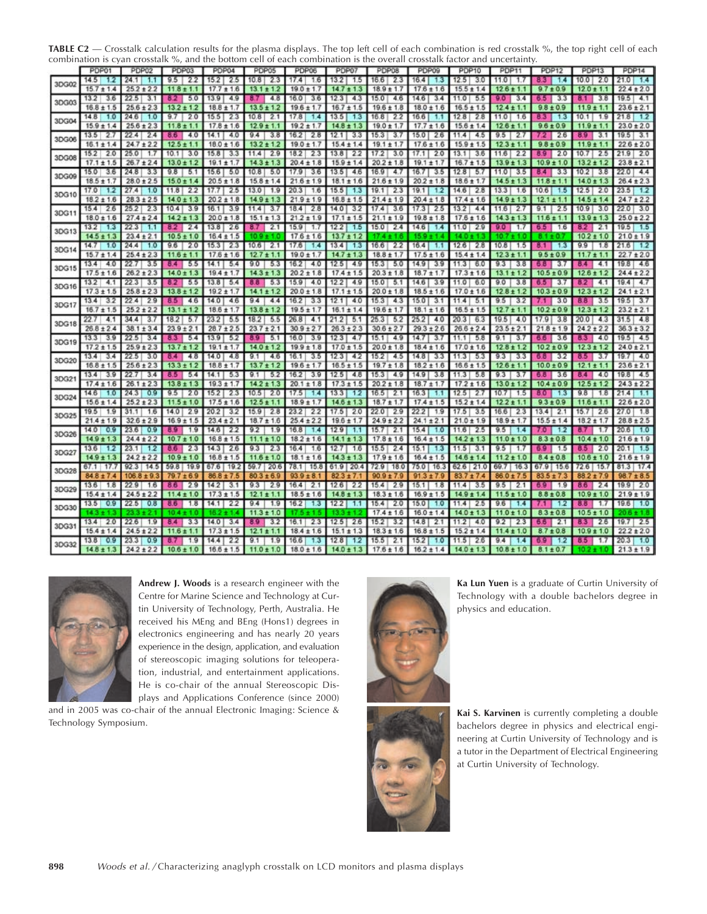**TABLE C2** — Crosstalk calculation results for the plasma displays. The top left cell of each combination is red crosstalk %, the top right cell of each combination is cyan crosstalk %, and the bottom cell of each combination is the overall crosstalk factor and uncertainty.

| | PDP01 | PDP02 | PDP03 | PDP04 | PDP05 | PDP06 | PDP07 | PDP08 | PDP09 | PDP10 | PDP11 | PDP12 | PDP13 | PDP14 |
|---|---|---|---|---|---|---|---|---|---|---|---|---|---|---|
| 3DG02 | 14.5 / 1.2 | 24.1 / 1.1 | 9.5 / 2.2 | 15.2 / 2.5 | 10.8 / 2.3 | 17.4 / 1.6 | 13.2 / 1.5 | 16.6 / 2.3 | 16.4 / 1.3 | 12.5 / 3.0 | 11.0 / 1.7 | 8.3 / 1.4 | 10.0 / 2.0 | 21.0 / 1.4 |
| | 15.7 ± 1.4 | 25.2 ± 2.2 | 11.8 ± 1.1 | 17.7 ± 1.6 | 13.1 ± 1.2 | 19.0 ± 1.7 | 14.7 ± 1.3 | 18.9 ± 1.7 | 17.6 ± 1.6 | 15.5 ± 1.4 | 12.6 ± 1.1 | 9.7 ± 0.9 | 12.0 ± 1.1 | 22.4 ± 2.0 |
| 3DG03 | 13.2 / 3.6 | 22.5 / 3.1 | 8.2 / 5.0 | 13.9 / 4.9 | 8.7 / 4.8 | 16.0 / 3.6 | 12.3 / 4.3 | 15.0 / 4.6 | 14.6 / 3.4 | 11.0 / 5.5 | 9.0 / 3.4 | 6.5 / 3.3 | 8.1 / 3.8 | 19.5 / 4.1 |
| | 16.8 ± 1.5 | 25.6 ± 2.3 | 13.2 ± 1.2 | 18.8 ± 1.7 | 13.5 ± 1.2 | 19.6 ± 1.7 | 16.7 ± 1.5 | 19.6 ± 1.8 | 18.0 ± 1.6 | 16.5 ± 1.5 | 12.4 ± 1.1 | 9.8 ± 0.9 | 11.9 ± 1.1 | 23.6 ± 2.1 |
| 3DG04 | 14.8 / 1.0 | 24.6 / 1.0 | 9.7 / 2.0 | 15.5 / 2.3 | 10.8 / 2.1 | 17.8 / 1.4 | 13.5 / 1.3 | 16.8 / 2.2 | 16.6 / 1.1 | 12.8 / 2.8 | 11.0 / 1.6 | 8.3 / 1.3 | 10.1 / 1.9 | 21.8 / 1.2 |
| | 15.9 ± 1.4 | 25.6 ± 2.3 | 11.8 ± 1.1 | 17.8 ± 1.6 | 12.9 ± 1.1 | 19.2 ± 1.7 | 14.8 ± 1.3 | 19.0 ± 1.7 | 17.7 ± 1.6 | 15.6 ± 1.4 | 12.6 ± 1.1 | 9.6 ± 0.9 | 11.9 ± 1.1 | 23.0 ± 2.0 |
| 3DG06 | 13.5 / 2.7 | 22.4 / 2.4 | 8.6 / 4.0 | 14.1 / 4.0 | 9.4 / 3.8 | 16.2 / 2.8 | 12.1 / 3.3 | 15.3 / 3.7 | 15.0 / 2.6 | 11.4 / 4.5 | 9.5 / 2.7 | 7.2 / 2.6 | 8.9 / 3.1 | 19.5 / 3.1 |
| | 16.1 ± 1.4 | 24.7 ± 2.2 | 12.5 ± 1.1 | 18.0 ± 1.6 | 13.2 ± 1.2 | 19.0 ± 1.7 | 15.4 ± 1.4 | 19.1 ± 1.7 | 17.6 ± 1.6 | 15.9 ± 1.5 | 12.3 ± 1.1 | 9.8 ± 0.9 | 11.9 ± 1.1 | 22.6 ± 2.0 |
| 3DG08 | 15.2 / 2.0 | 25.0 / 1.7 | 10.1 / 3.0 | 15.8 / 3.3 | 11.4 / 2.9 | 18.2 / 2.3 | 13.8 / 2.2 | 17.2 / 3.0 | 17.1 / 2.0 | 13.1 / 3.6 | 11.6 / 2.2 | 8.9 / 2.0 | 10.7 / 2.5 | 21.9 / 2.0 |
| | 17.1 ± 1.5 | 26.7 ± 2.4 | 13.0 ± 1.2 | 19.1 ± 1.7 | 14.3 ± 1.3 | 20.4 ± 1.8 | 15.9 ± 1.4 | 20.2 ± 1.8 | 19.1 ± 1.7 | 16.7 ± 1.5 | 13.9 ± 1.3 | 10.9 ± 1.0 | 13.2 ± 1.2 | 23.8 ± 2.1 |
| 3DG09 | 15.0 / 3.6 | 24.8 / 3.3 | 9.8 / 5.1 | 15.5 / 5.0 | 10.8 / 5.0 | 17.9 / 3.6 | 13.5 / 4.6 | 16.9 / 4.7 | 16.7 / 3.5 | 12.8 / 5.7 | 11.0 / 3.5 | 8.4 / 3.3 | 10.2 / 3.8 | 22.0 / 4.4 |
| | 18.5 ± 1.7 | 28.0 ± 2.5 | 15.0 ± 1.4 | 20.5 ± 1.8 | 15.8 ± 1.4 | 21.6 ± 1.9 | 18.1 ± 1.6 | 21.6 ± 1.9 | 20.2 ± 1.8 | 18.6 ± 1.7 | 14.5 ± 1.3 | 11.8 ± 1.1 | 14.0 ± 1.3 | 26.4 ± 2.3 |
| 3DG10 | 17.0 / 1.2 | 27.4 / 1.0 | 11.8 / 2.2 | 17.7 / 2.5 | 13.0 / 1.9 | 20.3 / 1.6 | 15.5 / 1.3 | 19.1 / 2.3 | 19.1 / 1.2 | 14.6 / 2.8 | 13.3 / 1.6 | 10.6 / 1.5 | 12.5 / 2.0 | 23.5 / 1.2 |
| | 18.2 ± 1.6 | 28.3 ± 2.5 | 14.0 ± 1.3 | 20.2 ± 1.8 | 14.9 ± 1.3 | 21.9 ± 1.9 | 16.8 ± 1.5 | 21.4 ± 1.9 | 20.4 ± 1.8 | 17.4 ± 1.6 | 14.9 ± 1.3 | 12.1 ± 1.1 | 14.5 ± 1.4 | 24.7 ± 2.2 |
| 3DG11 | 15.4 / 2.6 | 25.2 / 2.3 | 10.4 / 3.9 | 16.1 / 3.9 | 11.4 / 3.7 | 18.4 / 2.8 | 14.0 / 3.2 | 17.4 / 3.6 | 17.3 / 2.5 | 13.2 / 4.4 | 11.6 / 2.7 | 9.1 / 2.5 | 10.9 / 3.0 | 22.0 / 3.0 |
| | 18.0 ± 1.6 | 27.4 ± 2.4 | 14.2 ± 1.3 | 20.0 ± 1.8 | 15.1 ± 1.3 | 21.2 ± 1.9 | 17.1 ± 1.5 | 21.1 ± 1.9 | 19.8 ± 1.8 | 17.6 ± 1.6 | 14.3 ± 1.3 | 11.6 ± 1.1 | 13.9 ± 1.3 | 25.0 ± 2.2 |
| 3DG13 | 13.2 / 1.3 | 22.3 / 1.1 | 8.2 / 2.4 | 13.8 / 2.6 | 8.7 / 2.1 | 15.9 / 1.7 | 12.2 / 1.5 | 15.0 / 2.4 | 14.6 / 1.4 | 11.0 / 2.9 | 9.0 / 1.7 | 6.5 / 1.6 | 8.2 / 2.1 | 19.5 / 1.5 |
| | 14.5 ± 1.3 | 23.4 ± 2.1 | 10.5 ± 1.0 | 16.4 ± 1.5 | 10.9 ± 1.0 | 17.6 ± 1.6 | 13.7 ± 1.2 | 17.4 ± 1.6 | 15.9 ± 1.4 | 14.0 ± 1.3 | 10.7 ± 1.0 | 8.1 ± 0.7 | 10.2 ± 1.0 | 21.0 ± 1.9 |
| 3DG14 | 14.7 / 1.0 | 24.4 / 1.0 | 9.6 / 2.0 | 15.3 / 2.3 | 10.6 / 2.1 | 17.6 / 1.4 | 13.4 / 1.3 | 16.6 / 2.2 | 16.4 / 1.1 | 12.6 / 2.8 | 10.8 / 1.5 | 8.1 / 1.3 | 9.9 / 1.8 | 21.6 / 1.2 |
| | 15.7 ± 1.4 | 25.4 ± 2.3 | 11.6 ± 1.1 | 17.6 ± 1.6 | 12.7 ± 1.1 | 19.0 ± 1.7 | 14.7 ± 1.3 | 18.8 ± 1.7 | 17.5 ± 1.6 | 15.4 ± 1.4 | 12.3 ± 1.1 | 9.5 ± 0.9 | 11.7 ± 1.1 | 22.7 ± 2.0 |
| 3DG15 | 13.4 / 4.0 | 22.7 / 3.5 | 8.4 / 5.5 | 14.1 / 5.4 | 9.0 / 5.3 | 16.2 / 4.0 | 12.5 / 4.9 | 15.3 / 5.0 | 14.9 / 3.9 | 11.3 / 6.0 | 9.3 / 3.8 | 6.8 / 3.7 | 8.4 / 4.1 | 19.8 / 4.6 |
| | 17.5 ± 1.6 | 26.2 ± 2.3 | 14.0 ± 1.3 | 19.4 ± 1.7 | 14.3 ± 1.3 | 20.2 ± 1.8 | 17.4 ± 1.5 | 20.3 ± 1.8 | 18.7 ± 1.7 | 17.3 ± 1.5 | 13.1 ± 1.2 | 10.5 ± 0.9 | 12.6 ± 1.2 | 24.4 ± 2.2 |
| 3DG16 | 13.2 / 4.1 | 22.3 / 3.5 | 8.2 / 5.5 | 13.8 / 5.4 | 8.8 / 5.3 | 15.9 / 4.0 | 12.2 / 4.9 | 15.0 / 5.1 | 14.6 / 3.9 | 11.0 / 6.0 | 9.0 / 3.8 | 6.5 / 3.7 | 8.2 / 4.1 | 19.4 / 4.7 |
| | 17.3 ± 1.5 | 25.8 ± 2.3 | 13.8 ± 1.2 | 19.2 ± 1.7 | 14.1 ± 1.2 | 20.0 ± 1.8 | 17.1 ± 1.5 | 20.0 ± 1.8 | 18.5 ± 1.6 | 17.0 ± 1.6 | 12.8 ± 1.2 | 10.3 ± 0.9 | 12.3 ± 1.2 | 24.1 ± 2.1 |
| 3DG17 | 13.4 / 3.2 | 22.4 / 2.9 | 8.5 / 4.6 | 14.0 / 4.6 | 9.4 / 4.4 | 16.2 / 3.3 | 12.1 / 4.0 | 15.3 / 4.3 | 15.0 / 3.1 | 11.4 / 5.1 | 9.5 / 3.2 | 7.1 / 3.0 | 8.8 / 3.5 | 19.5 / 3.7 |
| | 16.7 ± 1.5 | 25.2 ± 2.2 | 13.1 ± 1.2 | 18.6 ± 1.7 | 13.8 ± 1.2 | 19.5 ± 1.7 | 16.1 ± 1.4 | 19.6 ± 1.7 | 18.1 ± 1.6 | 16.5 ± 1.5 | 12.7 ± 1.1 | 10.2 ± 0.9 | 12.3 ± 1.2 | 23.2 ± 2.1 |
| 3DG18 | 22.7 / 4.1 | 34.4 / 3.7 | 18.2 / 5.7 | 23.2 / 5.5 | 18.2 / 5.5 | 26.8 / 4.1 | 21.2 / 5.1 | 25.3 / 5.2 | 25.2 / 4.0 | 20.3 / 6.3 | 19.5 / 4.0 | 17.9 / 3.8 | 20.0 / 4.3 | 31.5 / 4.8 |
| | 26.8 ± 2.4 | 38.1 ± 3.4 | 23.9 ± 2.1 | 28.7 ± 2.5 | 23.7 ± 2.1 | 30.9 ± 2.7 | 26.3 ± 2.3 | 30.6 ± 2.7 | 29.3 ± 2.6 | 26.6 ± 2.4 | 23.5 ± 2.1 | 21.8 ± 1.9 | 24.2 ± 2.2 | 36.3 ± 3.2 |
| 3DG19 | 13.3 / 3.9 | 22.5 / 3.4 | 8.3 / 5.4 | 13.9 / 5.2 | 8.9 / 5.1 | 16.0 / 3.9 | 12.3 / 4.7 | 15.1 / 4.9 | 14.7 / 3.7 | 11.1 / 5.8 | 9.1 / 3.7 | 6.6 / 3.6 | 8.3 / 4.0 | 19.5 / 4.5 |
| | 17.2 ± 1.5 | 25.9 ± 2.3 | 13.7 ± 1.2 | 19.1 ± 1.7 | 14.0 ± 1.2 | 19.9 ± 1.8 | 17.0 ± 1.5 | 20.0 ± 1.8 | 18.4 ± 1.6 | 17.0 ± 1.6 | 12.8 ± 1.2 | 10.2 ± 0.9 | 12.3 ± 1.2 | 24.0 ± 2.1 |
| 3DG20 | 13.4 / 3.4 | 22.5 / 3.0 | 8.4 / 4.8 | 14.0 / 4.8 | 9.1 / 4.6 | 16.1 / 3.5 | 12.3 / 4.2 | 15.2 / 4.5 | 14.8 / 3.3 | 11.3 / 5.3 | 9.3 / 3.3 | 6.8 / 3.2 | 8.5 / 3.7 | 19.7 / 4.0 |
| | 16.8 ± 1.5 | 25.6 ± 2.3 | 13.3 ± 1.2 | 18.8 ± 1.7 | 13.7 ± 1.2 | 19.6 ± 1.7 | 16.5 ± 1.5 | 19.7 ± 1.8 | 18.2 ± 1.6 | 16.6 ± 1.5 | 12.6 ± 1.1 | 10.0 ± 0.9 | 12.1 ± 1.1 | 23.6 ± 2.1 |
| 3DG21 | 13.4 / 3.9 | 22.7 / 3.4 | 8.5 / 5.4 | 14.1 / 5.3 | 9.1 / 5.2 | 16.2 / 3.9 | 12.5 / 4.8 | 15.3 / 4.9 | 14.9 / 3.8 | 11.3 / 5.8 | 9.3 / 3.7 | 6.8 / 3.6 | 8.4 / 4.0 | 19.8 / 4.5 |
| | 17.4 ± 1.6 | 26.1 ± 2.3 | 13.8 ± 1.3 | 19.3 ± 1.7 | 14.2 ± 1.3 | 20.1 ± 1.8 | 17.3 ± 1.5 | 20.2 ± 1.8 | 18.7 ± 1.7 | 17.2 ± 1.6 | 13.0 ± 1.2 | 10.4 ± 0.9 | 12.5 ± 1.2 | 24.3 ± 2.2 |
| 3DG24 | 14.6 / 1.0 | 24.3 / 0.9 | 9.5 / 2.0 | 15.2 / 2.3 | 10.5 / 2.0 | 17.5 / 1.4 | 13.3 / 1.2 | 16.5 / 2.1 | 16.3 / 1.1 | 12.5 / 2.7 | 10.7 / 1.5 | 8.0 / 1.3 | 9.8 / 1.8 | 21.4 / 1.1 |
| | 15.6 ± 1.4 | 25.2 ± 2.3 | 11.5 ± 1.0 | 17.5 ± 1.6 | 12.5 ± 1.1 | 18.9 ± 1.7 | 14.6 ± 1.3 | 18.7 ± 1.7 | 17.4 ± 1.5 | 15.2 ± 1.4 | 12.2 ± 1.1 | 9.3 ± 0.9 | 11.6 ± 1.1 | 22.6 ± 2.0 |
| 3DG25 | 19.5 / 1.9 | 31.1 / 1.6 | 14.0 / 2.9 | 20.2 / 3.2 | 15.9 / 2.8 | 23.2 / 2.2 | 17.5 / 2.0 | 22.0 / 2.9 | 22.2 / 1.9 | 17.5 / 3.5 | 16.6 / 2.3 | 13.4 / 2.1 | 15.7 / 2.6 | 27.0 / 1.8 |
| | 21.4 ± 1.9 | 32.6 ± 2.9 | 16.9 ± 1.5 | 23.4 ± 2.1 | 18.7 ± 1.6 | 25.4 ± 2.2 | 19.6 ± 1.7 | 24.9 ± 2.2 | 24.1 ± 2.1 | 21.0 ± 1.9 | 18.9 ± 1.7 | 15.5 ± 1.4 | 18.2 ± 1.7 | 28.8 ± 2.5 |
| 3DG26 | 14.0 / 0.9 | 23.6 / 0.9 | 8.9 / 1.9 | 14.6 / 2.2 | 9.2 / 1.9 | 16.8 / 1.4 | 12.9 / 1.1 | 15.7 / 2.1 | 15.4 / 1.0 | 11.6 / 2.5 | 9.5 / 1.4 | 7.0 / 1.2 | 8.7 / 1.7 | 20.6 / 1.0 |
| | 14.9 ± 1.3 | 24.4 ± 2.2 | 10.7 ± 1.0 | 16.8 ± 1.5 | 11.1 ± 1.0 | 18.2 ± 1.6 | 14.1 ± 1.3 | 17.8 ± 1.6 | 16.4 ± 1.5 | 14.2 ± 1.3 | 11.0 ± 1.0 | 8.3 ± 0.8 | 10.4 ± 1.0 | 21.6 ± 1.9 |
| 3DG27 | 13.6 / 1.2 | 23.1 / 1.2 | 8.6 / 2.3 | 14.3 / 2.6 | 9.3 / 2.3 | 16.4 / 1.6 | 12.7 / 1.6 | 15.5 / 2.4 | 15.1 / 1.3 | 11.5 / 3.1 | 9.5 / 1.7 | 6.9 / 1.5 | 8.5 / 2.0 | 20.1 / 1.5 |
| | 14.9 ± 1.3 | 24.2 ± 2.2 | 10.9 ± 1.0 | 16.8 ± 1.5 | 11.6 ± 1.0 | 18.1 ± 1.6 | 14.3 ± 1.3 | 17.9 ± 1.6 | 16.4 ± 1.5 | 14.6 ± 1.4 | 11.2 ± 1.0 | 8.4 ± 0.8 | 10.6 ± 1.0 | 21.6 ± 1.9 |
| 3DG28 | 67.1 / 17.7 | 92.3 / 14.5 | 59.8 / 19.9 | 67.6 / 19.2 | 59.7 / 20.6 | 78.1 / 15.8 | 61.9 / 20.4 | 72.9 / 18.0 | 75.0 / 16.3 | 62.6 / 21.0 | 69.7 / 16.3 | 67.9 / 15.6 | 72.6 / 15.7 | 81.3 / 17.4 |
| | 84.8 ± 7.4 | 106.8 ± 9.3 | 79.7 ± 6.9 | 86.8 ± 7.5 | 80.3 ± 6.9 | 93.9 ± 8.1 | 82.3 ± 7.1 | 90.9 ± 7.9 | 91.3 ± 7.9 | 83.7 ± 7.4 | 86.0 ± 7.5 | 83.5 ± 7.3 | 88.2 ± 7.9 | 98.7 ± 8.5 |
| 3DG29 | 13.6 / 1.8 | 22.9 / 1.6 | 8.6 / 2.9 | 14.2 / 3.1 | 9.3 / 2.9 | 16.4 / 2.1 | 12.6 / 2.2 | 15.4 / 2.9 | 15.1 / 1.8 | 11.4 / 3.5 | 9.5 / 2.1 | 6.9 / 1.9 | 8.6 / 2.4 | 19.9 / 2.0 |
| | 15.4 ± 1.4 | 24.5 ± 2.2 | 11.4 ± 1.0 | 17.3 ± 1.5 | 12.1 ± 1.1 | 18.5 ± 1.6 | 14.8 ± 1.3 | 18.3 ± 1.6 | 16.9 ± 1.5 | 14.9 ± 1.4 | 11.5 ± 1.0 | 8.8 ± 0.8 | 10.9 ± 1.0 | 21.9 ± 1.9 |
| 3DG30 | 13.5 / 0.9 | 22.5 / 0.8 | 8.6 / 1.8 | 14.1 / 2.2 | 9.4 / 1.9 | 16.2 / 1.3 | 12.2 / 1.1 | 15.4 / 2.0 | 15.0 / 1.0 | 11.4 / 2.5 | 9.6 / 1.4 | 7.1 / 1.2 | 8.8 / 1.7 | 19.6 / 1.0 |
| | 14.3 ± 1.3 | 23.3 ± 2.1 | 10.4 ± 1.0 | 16.2 ± 1.4 | 11.3 ± 1.0 | 17.5 ± 1.5 | 13.3 ± 1.2 | 17.4 ± 1.6 | 16.0 ± 1.4 | 14.0 ± 1.3 | 11.0 ± 1.0 | 8.3 ± 0.8 | 10.5 ± 1.0 | 20.6 ± 1.8 |
| 3DG31 | 13.4 / 2.0 | 22.6 / 1.9 | 8.4 / 3.3 | 14.0 / 3.4 | 8.9 / 3.2 | 16.1 / 2.3 | 12.5 / 2.6 | 15.2 / 3.2 | 14.8 / 2.1 | 11.2 / 4.0 | 9.2 / 2.3 | 6.6 / 2.1 | 8.3 / 2.6 | 19.7 / 2.5 |
| | 15.4 ± 1.4 | 24.5 ± 2.2 | 11.6 ± 1.1 | 17.3 ± 1.5 | 12.1 ± 1.1 | 18.4 ± 1.6 | 15.1 ± 1.3 | 18.3 ± 1.6 | 16.8 ± 1.5 | 15.2 ± 1.4 | 11.4 ± 1.0 | 8.7 ± 0.8 | 10.9 ± 1.0 | 22.2 ± 2.0 |
| 3DG32 | 13.8 / 0.9 | 23.3 / 0.9 | 8.7 / 1.9 | 14.4 / 2.2 | 9.1 / 1.9 | 16.6 / 1.3 | 12.8 / 1.2 | 15.5 / 2.1 | 15.2 / 1.0 | 11.5 / 2.6 | 9.4 / 1.4 | 6.9 / 1.2 | 8.5 / 1.7 | 20.3 / 1.0 |
| | 14.8 ± 1.3 | 24.2 ± 2.2 | 10.6 ± 1.0 | 16.6 ± 1.5 | 11.0 ± 1.0 | 18.0 ± 1.6 | 14.0 ± 1.3 | 17.6 ± 1.6 | 16.2 ± 1.4 | 14.0 ± 1.3 | 10.8 ± 1.0 | 8.1 ± 0.7 | 10.2 ± 1.0 | 21.3 ± 1.9 |

**Andrew J. Woods** is a research engineer with the Centre for Marine Science and Technology at Curtin University of Technology, Perth, Australia. He received his MEng and BEng (Hons1) degrees in electronics engineering and has nearly 20 years experience in the design, application, and evaluation of stereoscopic imaging solutions for teleoperation, industrial, and entertainment applications. He is co-chair of the annual Stereoscopic Displays and Applications Conference (since 2000) and in 2005 was co-chair of the annual Electronic Imaging: Science & Technology Symposium.

**Ka Lun Yuen** is a graduate of Curtin University of Technology with a double bachelors degree in physics and education.

**Kai S. Karvinen** is currently completing a double bachelors degree in physics and electrical engineering at Curtin University of Technology and is a tutor in the Department of Electrical Engineering at Curtin University of Technology.